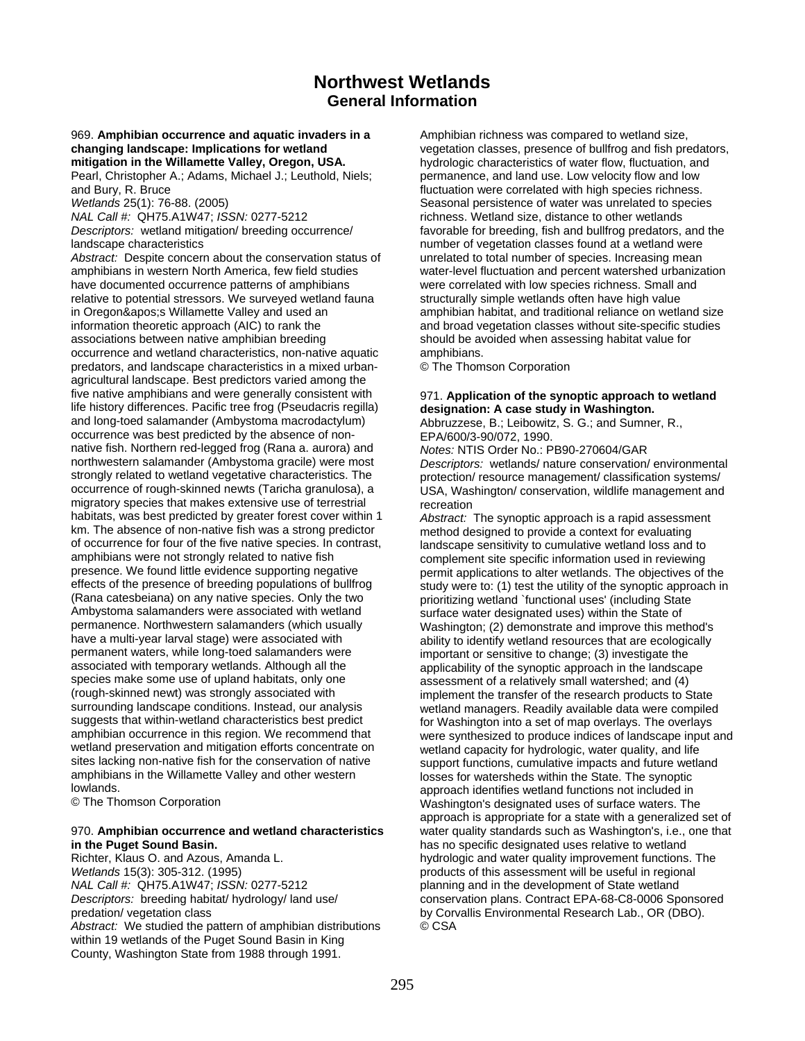# Northwest Wetlands

## General Information

969. **Amphibian occurrence and aquatic invaders in a changing landscape: Implications for wetland mitigation in the Willamette Valley, Oregon, USA.**
Pearl, Christopher A.; Adams, Michael J.; Leuthold, Niels; and Bury, R. Bruce
*Wetlands* 25(1): 76-88. (2005)
*NAL Call #:* QH75.A1W47; *ISSN:* 0277-5212
*Descriptors:* wetland mitigation/ breeding occurrence/ landscape characteristics
*Abstract:* Despite concern about the conservation status of amphibians in western North America, few field studies have documented occurrence patterns of amphibians relative to potential stressors. We surveyed wetland fauna in Oregon&apos;s Willamette Valley and used an information theoretic approach (AIC) to rank the associations between native amphibian breeding occurrence and wetland characteristics, non-native aquatic predators, and landscape characteristics in a mixed urban-agricultural landscape. Best predictors varied among the five native amphibians and were generally consistent with life history differences. Pacific tree frog (Pseudacris regilla) and long-toed salamander (Ambystoma macrodactylum) occurrence was best predicted by the absence of non-native fish. Northern red-legged frog (Rana a. aurora) and northwestern salamander (Ambystoma gracile) were most strongly related to wetland vegetative characteristics. The occurrence of rough-skinned newts (Taricha granulosa), a migratory species that makes extensive use of terrestrial habitats, was best predicted by greater forest cover within 1 km. The absence of non-native fish was a strong predictor of occurrence for four of the five native species. In contrast, amphibians were not strongly related to native fish presence. We found little evidence supporting negative effects of the presence of breeding populations of bullfrog (Rana catesbeiana) on any native species. Only the two Ambystoma salamanders were associated with wetland permanence. Northwestern salamanders (which usually have a multi-year larval stage) were associated with permanent waters, while long-toed salamanders were associated with temporary wetlands. Although all the species make some use of upland habitats, only one (rough-skinned newt) was strongly associated with surrounding landscape conditions. Instead, our analysis suggests that within-wetland characteristics best predict amphibian occurrence in this region. We recommend that wetland preservation and mitigation efforts concentrate on sites lacking non-native fish for the conservation of native amphibians in the Willamette Valley and other western lowlands.
© The Thomson Corporation

970. **Amphibian occurrence and wetland characteristics in the Puget Sound Basin.**
Richter, Klaus O. and Azous, Amanda L.
*Wetlands* 15(3): 305-312. (1995)
*NAL Call #:* QH75.A1W47; *ISSN:* 0277-5212
*Descriptors:* breeding habitat/ hydrology/ land use/ predation/ vegetation class
*Abstract:* We studied the pattern of amphibian distributions within 19 wetlands of the Puget Sound Basin in King County, Washington State from 1988 through 1991. Amphibian richness was compared to wetland size, vegetation classes, presence of bullfrog and fish predators, hydrologic characteristics of water flow, fluctuation, and permanence, and land use. Low velocity flow and low fluctuation were correlated with high species richness. Seasonal persistence of water was unrelated to species richness. Wetland size, distance to other wetlands favorable for breeding, fish and bullfrog predators, and the number of vegetation classes found at a wetland were unrelated to total number of species. Increasing mean water-level fluctuation and percent watershed urbanization were correlated with low species richness. Small and structurally simple wetlands often have high value amphibian habitat, and traditional reliance on wetland size and broad vegetation classes without site-specific studies should be avoided when assessing habitat value for amphibians.
© The Thomson Corporation

971. **Application of the synoptic approach to wetland designation: A case study in Washington.**
Abbruzzese, B.; Leibowitz, S. G.; and Sumner, R., EPA/600/3-90/072, 1990.
*Notes:* NTIS Order No.: PB90-270604/GAR
*Descriptors:* wetlands/ nature conservation/ environmental protection/ resource management/ classification systems/ USA, Washington/ conservation, wildlife management and recreation
*Abstract:* The synoptic approach is a rapid assessment method designed to provide a context for evaluating landscape sensitivity to cumulative wetland loss and to complement site specific information used in reviewing permit applications to alter wetlands. The objectives of the study were to: (1) test the utility of the synoptic approach in prioritizing wetland `functional uses' (including State surface water designated uses) within the State of Washington; (2) demonstrate and improve this method's ability to identify wetland resources that are ecologically important or sensitive to change; (3) investigate the applicability of the synoptic approach in the landscape assessment of a relatively small watershed; and (4) implement the transfer of the research products to State wetland managers. Readily available data were compiled for Washington into a set of map overlays. The overlays were synthesized to produce indices of landscape input and wetland capacity for hydrologic, water quality, and life support functions, cumulative impacts and future wetland losses for watersheds within the State. The synoptic approach identifies wetland functions not included in Washington's designated uses of surface waters. The approach is appropriate for a state with a generalized set of water quality standards such as Washington's, i.e., one that has no specific designated uses relative to wetland hydrologic and water quality improvement functions. The products of this assessment will be useful in regional planning and in the development of State wetland conservation plans. Contract EPA-68-C8-0006 Sponsored by Corvallis Environmental Research Lab., OR (DBO).
© CSA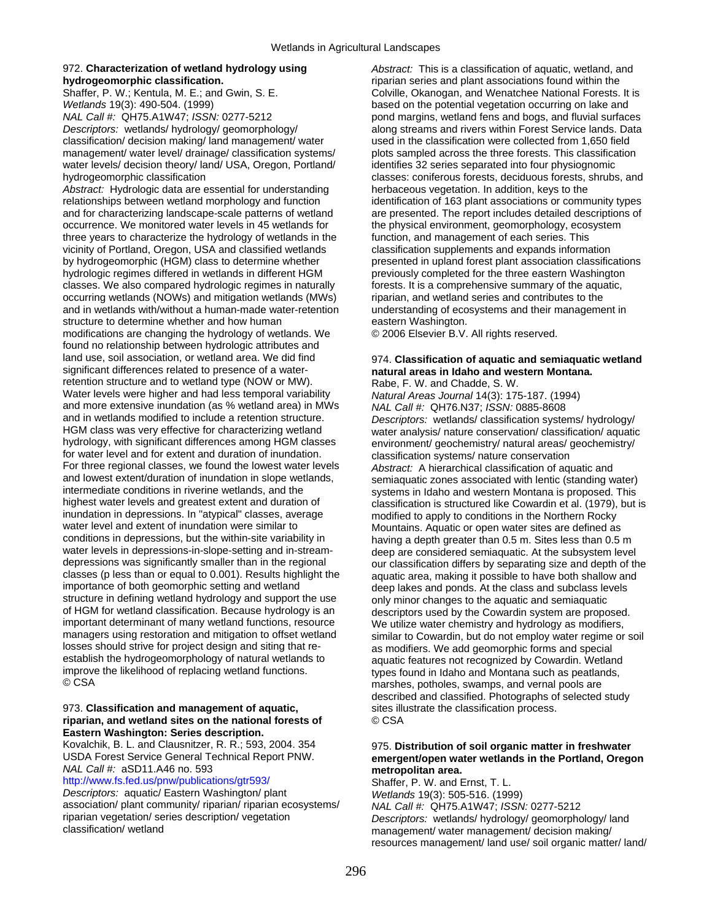972. **Characterization of wetland hydrology using hydrogeomorphic classification.**
Shaffer, P. W.; Kentula, M. E.; and Gwin, S. E.
*Wetlands* 19(3): 490-504. (1999)
*NAL Call #:* QH75.A1W47; *ISSN:* 0277-5212
*Descriptors:* wetlands/ hydrology/ geomorphology/ classification/ decision making/ land management/ water management/ water level/ drainage/ classification systems/ water levels/ decision theory/ land/ USA, Oregon, Portland/ hydrogeomorphic classification
*Abstract:* Hydrologic data are essential for understanding relationships between wetland morphology and function and for characterizing landscape-scale patterns of wetland occurrence. We monitored water levels in 45 wetlands for three years to characterize the hydrology of wetlands in the vicinity of Portland, Oregon, USA and classified wetlands by hydrogeomorphic (HGM) class to determine whether hydrologic regimes differed in wetlands in different HGM classes. We also compared hydrologic regimes in naturally occurring wetlands (NOWs) and mitigation wetlands (MWs) and in wetlands with/without a human-made water-retention structure to determine whether and how human modifications are changing the hydrology of wetlands. We found no relationship between hydrologic attributes and land use, soil association, or wetland area. We did find significant differences related to presence of a water-retention structure and to wetland type (NOW or MW). Water levels were higher and had less temporal variability and more extensive inundation (as % wetland area) in MWs and in wetlands modified to include a retention structure. HGM class was very effective for characterizing wetland hydrology, with significant differences among HGM classes for water level and for extent and duration of inundation. For three regional classes, we found the lowest water levels and lowest extent/duration of inundation in slope wetlands, intermediate conditions in riverine wetlands, and the highest water levels and greatest extent and duration of inundation in depressions. In "atypical" classes, average water level and extent of inundation were similar to conditions in depressions, but the within-site variability in water levels in depressions-in-slope-setting and in-stream-depressions was significantly smaller than in the regional classes (p less than or equal to 0.001). Results highlight the importance of both geomorphic setting and wetland structure in defining wetland hydrology and support the use of HGM for wetland classification. Because hydrology is an important determinant of many wetland functions, resource managers using restoration and mitigation to offset wetland losses should strive for project design and siting that re-establish the hydrogeomorphology of natural wetlands to improve the likelihood of replacing wetland functions.
© CSA

973. **Classification and management of aquatic, riparian, and wetland sites on the national forests of Eastern Washington: Series description.**
Kovalchik, B. L. and Clausnitzer, R. R.; 593, 2004. 354
USDA Forest Service General Technical Report PNW.
*NAL Call #:* aSD11.A46 no. 593
http://www.fs.fed.us/pnw/publications/gtr593/
*Descriptors:* aquatic/ Eastern Washington/ plant association/ plant community/ riparian/ riparian ecosystems/ riparian vegetation/ series description/ vegetation classification/ wetland
*Abstract:* This is a classification of aquatic, wetland, and riparian series and plant associations found within the Colville, Okanogan, and Wenatchee National Forests. It is based on the potential vegetation occurring on lake and pond margins, wetland fens and bogs, and fluvial surfaces along streams and rivers within Forest Service lands. Data used in the classification were collected from 1,650 field plots sampled across the three forests. This classification identifies 32 series separated into four physiognomic classes: coniferous forests, deciduous forests, shrubs, and herbaceous vegetation. In addition, keys to the identification of 163 plant associations or community types are presented. The report includes detailed descriptions of the physical environment, geomorphology, ecosystem function, and management of each series. This classification supplements and expands information presented in upland forest plant association classifications previously completed for the three eastern Washington forests. It is a comprehensive summary of the aquatic, riparian, and wetland series and contributes to the understanding of ecosystems and their management in eastern Washington.
© 2006 Elsevier B.V. All rights reserved.

974. **Classification of aquatic and semiaquatic wetland natural areas in Idaho and western Montana.**
Rabe, F. W. and Chadde, S. W.
*Natural Areas Journal* 14(3): 175-187. (1994)
*NAL Call #:* QH76.N37; *ISSN:* 0885-8608
*Descriptors:* wetlands/ classification systems/ hydrology/ water analysis/ nature conservation/ classification/ aquatic environment/ geochemistry/ natural areas/ geochemistry/ classification systems/ nature conservation
*Abstract:* A hierarchical classification of aquatic and semiaquatic zones associated with lentic (standing water) systems in Idaho and western Montana is proposed. This classification is structured like Cowardin et al. (1979), but is modified to apply to conditions in the Northern Rocky Mountains. Aquatic or open water sites are defined as having a depth greater than 0.5 m. Sites less than 0.5 m deep are considered semiaquatic. At the subsystem level our classification differs by separating size and depth of the aquatic area, making it possible to have both shallow and deep lakes and ponds. At the class and subclass levels only minor changes to the aquatic and semiaquatic descriptors used by the Cowardin system are proposed. We utilize water chemistry and hydrology as modifiers, similar to Cowardin, but do not employ water regime or soil as modifiers. We add geomorphic forms and special aquatic features not recognized by Cowardin. Wetland types found in Idaho and Montana such as peatlands, marshes, potholes, swamps, and vernal pools are described and classified. Photographs of selected study sites illustrate the classification process.
© CSA

975. **Distribution of soil organic matter in freshwater emergent/open water wetlands in the Portland, Oregon metropolitan area.**
Shaffer, P. W. and Ernst, T. L.
*Wetlands* 19(3): 505-516. (1999)
*NAL Call #:* QH75.A1W47; *ISSN:* 0277-5212
*Descriptors:* wetlands/ hydrology/ geomorphology/ land management/ water management/ decision making/ resources management/ land use/ soil organic matter/ land/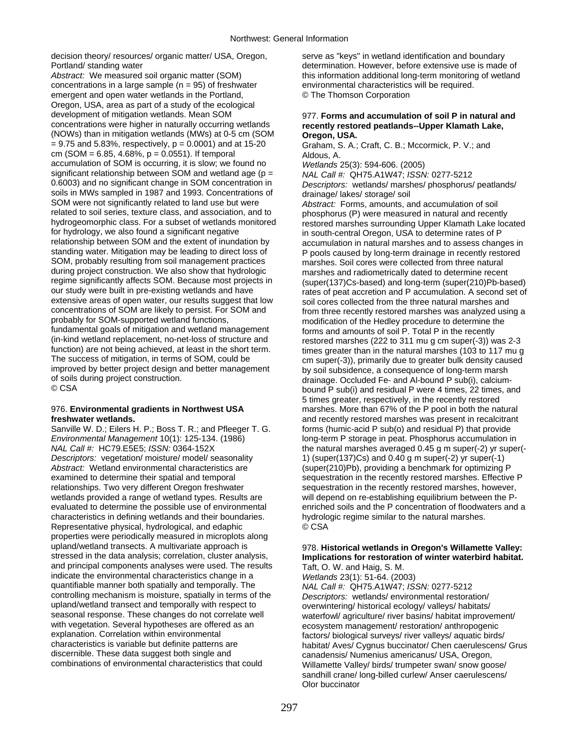decision theory/ resources/ organic matter/ USA, Oregon, Portland/ standing water

*Abstract:* We measured soil organic matter (SOM) concentrations in a large sample (n = 95) of freshwater emergent and open water wetlands in the Portland, Oregon, USA, area as part of a study of the ecological development of mitigation wetlands. Mean SOM concentrations were higher in naturally occurring wetlands (NOWs) than in mitigation wetlands (MWs) at 0-5 cm (SOM = 9.75 and 5.83%, respectively, p = 0.0001) and at 15-20 cm (SOM = 6.85, 4.68%, p = 0.0551). If temporal accumulation of SOM is occurring, it is slow; we found no significant relationship between SOM and wetland age (p = 0.6003) and no significant change in SOM concentration in soils in MWs sampled in 1987 and 1993. Concentrations of SOM were not significantly related to land use but were related to soil series, texture class, and association, and to hydrogeomorphic class. For a subset of wetlands monitored for hydrology, we also found a significant negative relationship between SOM and the extent of inundation by standing water. Mitigation may be leading to direct loss of SOM, probably resulting from soil management practices during project construction. We also show that hydrologic regime significantly affects SOM. Because most projects in our study were built in pre-existing wetlands and have extensive areas of open water, our results suggest that low concentrations of SOM are likely to persist. For SOM and probably for SOM-supported wetland functions, fundamental goals of mitigation and wetland management (in-kind wetland replacement, no-net-loss of structure and function) are not being achieved, at least in the short term. The success of mitigation, in terms of SOM, could be improved by better project design and better management of soils during project construction.
© CSA

976. **Environmental gradients in Northwest USA freshwater wetlands.**
Sanville W. D.; Eilers H. P.; Boss T. R.; and Pfleeger T. G.
*Environmental Management* 10(1): 125-134. (1986)
*NAL Call #:* HC79.E5E5; *ISSN:* 0364-152X
*Descriptors:* vegetation/ moisture/ model/ seasonality
*Abstract:* Wetland environmental characteristics are examined to determine their spatial and temporal relationships. Two very different Oregon freshwater wetlands provided a range of wetland types. Results are evaluated to determine the possible use of environmental characteristics in defining wetlands and their boundaries. Representative physical, hydrological, and edaphic properties were periodically measured in microplots along upland/wetland transects. A multivariate approach is stressed in the data analysis; correlation, cluster analysis, and principal components analyses were used. The results indicate the environmental characteristics change in a quantifiable manner both spatially and temporally. The controlling mechanism is moisture, spatially in terms of the upland/wetland transect and temporally with respect to seasonal response. These changes do not correlate well with vegetation. Several hypotheses are offered as an explanation. Correlation within environmental characteristics is variable but definite patterns are discernible. These data suggest both single and combinations of environmental characteristics that could serve as "keys" in wetland identification and boundary determination. However, before extensive use is made of this information additional long-term monitoring of wetland environmental characteristics will be required.
© The Thomson Corporation

977. **Forms and accumulation of soil P in natural and recently restored peatlands--Upper Klamath Lake, Oregon, USA.**
Graham, S. A.; Craft, C. B.; Mccormick, P. V.; and Aldous, A.
*Wetlands* 25(3): 594-606. (2005)
*NAL Call #:* QH75.A1W47; *ISSN:* 0277-5212
*Descriptors:* wetlands/ marshes/ phosphorus/ peatlands/ drainage/ lakes/ storage/ soil
*Abstract:* Forms, amounts, and accumulation of soil phosphorus (P) were measured in natural and recently restored marshes surrounding Upper Klamath Lake located in south-central Oregon, USA to determine rates of P accumulation in natural marshes and to assess changes in P pools caused by long-term drainage in recently restored marshes. Soil cores were collected from three natural marshes and radiometrically dated to determine recent (super(137)Cs-based) and long-term (super(210)Pb-based) rates of peat accretion and P accumulation. A second set of soil cores collected from the three natural marshes and from three recently restored marshes was analyzed using a modification of the Hedley procedure to determine the forms and amounts of soil P. Total P in the recently restored marshes (222 to 311 mu g cm super(-3)) was 2-3 times greater than in the natural marshes (103 to 117 mu g cm super(-3)), primarily due to greater bulk density caused by soil subsidence, a consequence of long-term marsh drainage. Occluded Fe- and Al-bound P sub(i), calcium-bound P sub(i) and residual P were 4 times, 22 times, and 5 times greater, respectively, in the recently restored marshes. More than 67% of the P pool in both the natural and recently restored marshes was present in recalcitrant forms (humic-acid P sub(o) and residual P) that provide long-term P storage in peat. Phosphorus accumulation in the natural marshes averaged 0.45 g m super(-2) yr super(-1) (super(137)Cs) and 0.40 g m super(-2) yr super(-1) (super(210)Pb), providing a benchmark for optimizing P sequestration in the recently restored marshes. Effective P sequestration in the recently restored marshes, however, will depend on re-establishing equilibrium between the P-enriched soils and the P concentration of floodwaters and a hydrologic regime similar to the natural marshes.
© CSA

978. **Historical wetlands in Oregon's Willamette Valley: Implications for restoration of winter waterbird habitat.**
Taft, O. W. and Haig, S. M.
*Wetlands* 23(1): 51-64. (2003)
*NAL Call #:* QH75.A1W47; *ISSN:* 0277-5212
*Descriptors:* wetlands/ environmental restoration/ overwintering/ historical ecology/ valleys/ habitats/ waterfowl/ agriculture/ river basins/ habitat improvement/ ecosystem management/ restoration/ anthropogenic factors/ biological surveys/ river valleys/ aquatic birds/ habitat/ Aves/ Cygnus buccinator/ Chen caerulescens/ Grus canadensis/ Numenius americanus/ USA, Oregon, Willamette Valley/ birds/ trumpeter swan/ snow goose/ sandhill crane/ long-billed curlew/ Anser caerulescens/ Olor buccinator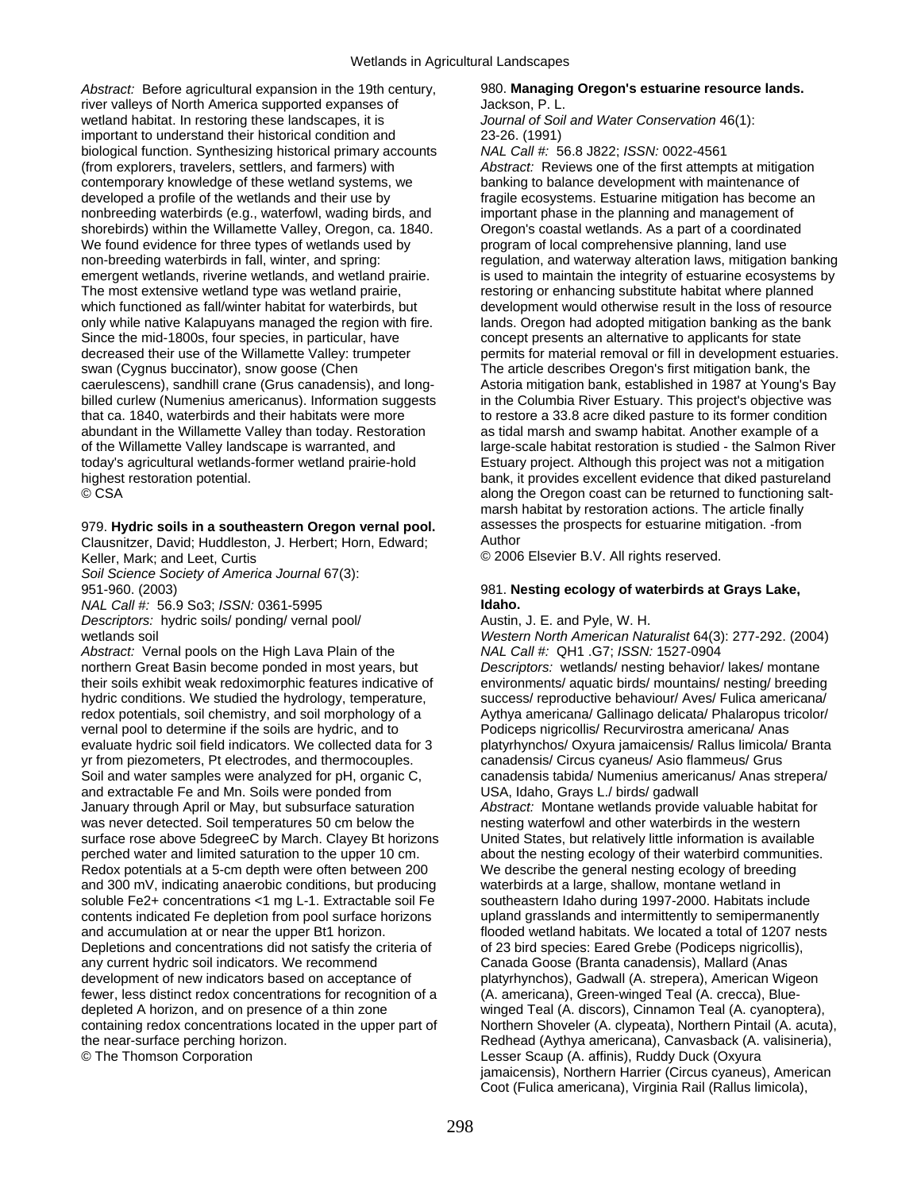*Abstract:* Before agricultural expansion in the 19th century, river valleys of North America supported expanses of wetland habitat. In restoring these landscapes, it is important to understand their historical condition and biological function. Synthesizing historical primary accounts (from explorers, travelers, settlers, and farmers) with contemporary knowledge of these wetland systems, we developed a profile of the wetlands and their use by nonbreeding waterbirds (e.g., waterfowl, wading birds, and shorebirds) within the Willamette Valley, Oregon, ca. 1840. We found evidence for three types of wetlands used by non-breeding waterbirds in fall, winter, and spring: emergent wetlands, riverine wetlands, and wetland prairie. The most extensive wetland type was wetland prairie, which functioned as fall/winter habitat for waterbirds, but only while native Kalapuyans managed the region with fire. Since the mid-1800s, four species, in particular, have decreased their use of the Willamette Valley: trumpeter swan (Cygnus buccinator), snow goose (Chen caerulescens), sandhill crane (Grus canadensis), and long-billed curlew (Numenius americanus). Information suggests that ca. 1840, waterbirds and their habitats were more abundant in the Willamette Valley than today. Restoration of the Willamette Valley landscape is warranted, and today's agricultural wetlands-former wetland prairie-hold highest restoration potential.
© CSA

979. **Hydric soils in a southeastern Oregon vernal pool.**
Clausnitzer, David; Huddleston, J. Herbert; Horn, Edward; Keller, Mark; and Leet, Curtis
*Soil Science Society of America Journal* 67(3): 951-960. (2003)
*NAL Call #:* 56.9 So3; *ISSN:* 0361-5995
*Descriptors:* hydric soils/ ponding/ vernal pool/ wetlands soil
*Abstract:* Vernal pools on the High Lava Plain of the northern Great Basin become ponded in most years, but their soils exhibit weak redoximorphic features indicative of hydric conditions. We studied the hydrology, temperature, redox potentials, soil chemistry, and soil morphology of a vernal pool to determine if the soils are hydric, and to evaluate hydric soil field indicators. We collected data for 3 yr from piezometers, Pt electrodes, and thermocouples. Soil and water samples were analyzed for pH, organic C, and extractable Fe and Mn. Soils were ponded from January through April or May, but subsurface saturation was never detected. Soil temperatures 50 cm below the surface rose above 5degreeC by March. Clayey Bt horizons perched water and limited saturation to the upper 10 cm. Redox potentials at a 5-cm depth were often between 200 and 300 mV, indicating anaerobic conditions, but producing soluble $Fe^{2+}$ concentrations <1 mg L-1. Extractable soil Fe contents indicated Fe depletion from pool surface horizons and accumulation at or near the upper Bt1 horizon. Depletions and concentrations did not satisfy the criteria of any current hydric soil indicators. We recommend development of new indicators based on acceptance of fewer, less distinct redox concentrations for recognition of a depleted A horizon, and on presence of a thin zone containing redox concentrations located in the upper part of the near-surface perching horizon.
© The Thomson Corporation

980. **Managing Oregon's estuarine resource lands.**
Jackson, P. L.
*Journal of Soil and Water Conservation* 46(1): 23-26. (1991)
*NAL Call #:* 56.8 J822; *ISSN:* 0022-4561
*Abstract:* Reviews one of the first attempts at mitigation banking to balance development with maintenance of fragile ecosystems. Estuarine mitigation has become an important phase in the planning and management of Oregon's coastal wetlands. As a part of a coordinated program of local comprehensive planning, land use regulation, and waterway alteration laws, mitigation banking is used to maintain the integrity of estuarine ecosystems by restoring or enhancing substitute habitat where planned development would otherwise result in the loss of resource lands. Oregon had adopted mitigation banking as the bank concept presents an alternative to applicants for state permits for material removal or fill in development estuaries. The article describes Oregon's first mitigation bank, the Astoria mitigation bank, established in 1987 at Young's Bay in the Columbia River Estuary. This project's objective was to restore a 33.8 acre diked pasture to its former condition as tidal marsh and swamp habitat. Another example of a large-scale habitat restoration is studied - the Salmon River Estuary project. Although this project was not a mitigation bank, it provides excellent evidence that diked pastureland along the Oregon coast can be returned to functioning salt-marsh habitat by restoration actions. The article finally assesses the prospects for estuarine mitigation. -from Author
© 2006 Elsevier B.V. All rights reserved.

981. **Nesting ecology of waterbirds at Grays Lake, Idaho.**
Austin, J. E. and Pyle, W. H.
*Western North American Naturalist* 64(3): 277-292. (2004)
*NAL Call #:* QH1 .G7; *ISSN:* 1527-0904
*Descriptors:* wetlands/ nesting behavior/ lakes/ montane environments/ aquatic birds/ mountains/ nesting/ breeding success/ reproductive behaviour/ Aves/ Fulica americana/ Aythya americana/ Gallinago delicata/ Phalaropus tricolor/ Podiceps nigricollis/ Recurvirostra americana/ Anas platyrhynchos/ Oxyura jamaicensis/ Rallus limicola/ Branta canadensis/ Circus cyaneus/ Asio flammeus/ Grus canadensis tabida/ Numenius americanus/ Anas strepera/ USA, Idaho, Grays L./ birds/ gadwall
*Abstract:* Montane wetlands provide valuable habitat for nesting waterfowl and other waterbirds in the western United States, but relatively little information is available about the nesting ecology of their waterbird communities. We describe the general nesting ecology of breeding waterbirds at a large, shallow, montane wetland in southeastern Idaho during 1997-2000. Habitats include upland grasslands and intermittently to semipermanently flooded wetland habitats. We located a total of 1207 nests of 23 bird species: Eared Grebe (Podiceps nigricollis), Canada Goose (Branta canadensis), Mallard (Anas platyrhynchos), Gadwall (A. strepera), American Wigeon (A. americana), Green-winged Teal (A. crecca), Blue-winged Teal (A. discors), Cinnamon Teal (A. cyanoptera), Northern Shoveler (A. clypeata), Northern Pintail (A. acuta), Redhead (Aythya americana), Canvasback (A. valisineria), Lesser Scaup (A. affinis), Ruddy Duck (Oxyura jamaicensis), Northern Harrier (Circus cyaneus), American Coot (Fulica americana), Virginia Rail (Rallus limicola),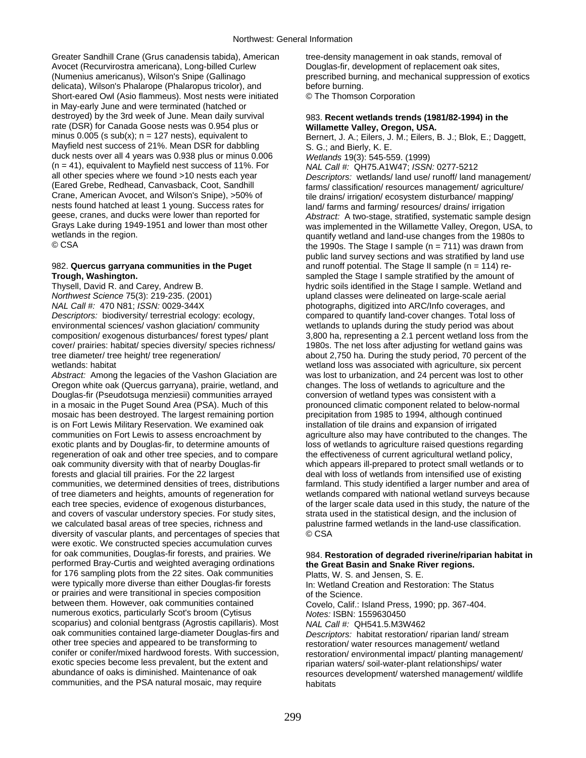Greater Sandhill Crane (Grus canadensis tabida), American Avocet (Recurvirostra americana), Long-billed Curlew (Numenius americanus), Wilson's Snipe (Gallinago delicata), Wilson's Phalarope (Phalaropus tricolor), and Short-eared Owl (Asio flammeus). Most nests were initiated in May-early June and were terminated (hatched or destroyed) by the 3rd week of June. Mean daily survival rate (DSR) for Canada Goose nests was 0.954 plus or minus 0.005 (s sub(x); n = 127 nests), equivalent to Mayfield nest success of 21%. Mean DSR for dabbling duck nests over all 4 years was 0.938 plus or minus 0.006 (n = 41), equivalent to Mayfield nest success of 11%. For all other species where we found >10 nests each year (Eared Grebe, Redhead, Canvasback, Coot, Sandhill Crane, American Avocet, and Wilson's Snipe), >50% of nests found hatched at least 1 young. Success rates for geese, cranes, and ducks were lower than reported for Grays Lake during 1949-1951 and lower than most other wetlands in the region.
© CSA

982. **Quercus garryana communities in the Puget Trough, Washington.**
Thysell, David R. and Carey, Andrew B.
*Northwest Science* 75(3): 219-235. (2001)
*NAL Call #:* 470 N81; *ISSN:* 0029-344X
*Descriptors:* biodiversity/ terrestrial ecology: ecology, environmental sciences/ vashon glaciation/ community composition/ exogenous disturbances/ forest types/ plant cover/ prairies: habitat/ species diversity/ species richness/ tree diameter/ tree height/ tree regeneration/ wetlands: habitat
*Abstract:* Among the legacies of the Vashon Glaciation are Oregon white oak (Quercus garryana), prairie, wetland, and Douglas-fir (Pseudotsuga menziesii) communities arrayed in a mosaic in the Puget Sound Area (PSA). Much of this mosaic has been destroyed. The largest remaining portion is on Fort Lewis Military Reservation. We examined oak communities on Fort Lewis to assess encroachment by exotic plants and by Douglas-fir, to determine amounts of regeneration of oak and other tree species, and to compare oak community diversity with that of nearby Douglas-fir forests and glacial till prairies. For the 22 largest communities, we determined densities of trees, distributions of tree diameters and heights, amounts of regeneration for each tree species, evidence of exogenous disturbances, and covers of vascular understory species. For study sites, we calculated basal areas of tree species, richness and diversity of vascular plants, and percentages of species that were exotic. We constructed species accumulation curves for oak communities, Douglas-fir forests, and prairies. We performed Bray-Curtis and weighted averaging ordinations for 176 sampling plots from the 22 sites. Oak communities were typically more diverse than either Douglas-fir forests or prairies and were transitional in species composition between them. However, oak communities contained numerous exotics, particularly Scot's broom (Cytisus scoparius) and colonial bentgrass (Agrostis capillaris). Most oak communities contained large-diameter Douglas-firs and other tree species and appeared to be transforming to conifer or conifer/mixed hardwood forests. With succession, exotic species become less prevalent, but the extent and abundance of oaks is diminished. Maintenance of oak communities, and the PSA natural mosaic, may require tree-density management in oak stands, removal of Douglas-fir, development of replacement oak sites, prescribed burning, and mechanical suppression of exotics before burning.
© The Thomson Corporation

983. **Recent wetlands trends (1981/82-1994) in the Willamette Valley, Oregon, USA.**
Bernert, J. A.; Eilers, J. M.; Eilers, B. J.; Blok, E.; Daggett, S. G.; and Bierly, K. E.
*Wetlands* 19(3): 545-559. (1999)
*NAL Call #:* QH75.A1W47; *ISSN:* 0277-5212
*Descriptors:* wetlands/ land use/ runoff/ land management/ farms/ classification/ resources management/ agriculture/ tile drains/ irrigation/ ecosystem disturbance/ mapping/ land/ farms and farming/ resources/ drains/ irrigation
*Abstract:* A two-stage, stratified, systematic sample design was implemented in the Willamette Valley, Oregon, USA, to quantify wetland and land-use changes from the 1980s to the 1990s. The Stage I sample (n = 711) was drawn from public land survey sections and was stratified by land use and runoff potential. The Stage II sample (n = 114) re-sampled the Stage I sample stratified by the amount of hydric soils identified in the Stage I sample. Wetland and upland classes were delineated on large-scale aerial photographs, digitized into ARC/Info coverages, and compared to quantify land-cover changes. Total loss of wetlands to uplands during the study period was about 3,800 ha, representing a 2.1 percent wetland loss from the 1980s. The net loss after adjusting for wetland gains was about 2,750 ha. During the study period, 70 percent of the wetland loss was associated with agriculture, six percent was lost to urbanization, and 24 percent was lost to other changes. The loss of wetlands to agriculture and the conversion of wetland types was consistent with a pronounced climatic component related to below-normal precipitation from 1985 to 1994, although continued installation of tile drains and expansion of irrigated agriculture also may have contributed to the changes. The loss of wetlands to agriculture raised questions regarding the effectiveness of current agricultural wetland policy, which appears ill-prepared to protect small wetlands or to deal with loss of wetlands from intensified use of existing farmland. This study identified a larger number and area of wetlands compared with national wetland surveys because of the larger scale data used in this study, the nature of the strata used in the statistical design, and the inclusion of palustrine farmed wetlands in the land-use classification.
© CSA

984. **Restoration of degraded riverine/riparian habitat in the Great Basin and Snake River regions.**
Platts, W. S. and Jensen, S. E.
In: Wetland Creation and Restoration: The Status of the Science.
Covelo, Calif.: Island Press, 1990; pp. 367-404.
*Notes:* ISBN: 1559630450
*NAL Call #:* QH541.5.M3W462
*Descriptors:* habitat restoration/ riparian land/ stream restoration/ water resources management/ wetland restoration/ environmental impact/ planting management/ riparian waters/ soil-water-plant relationships/ water resources development/ watershed management/ wildlife habitats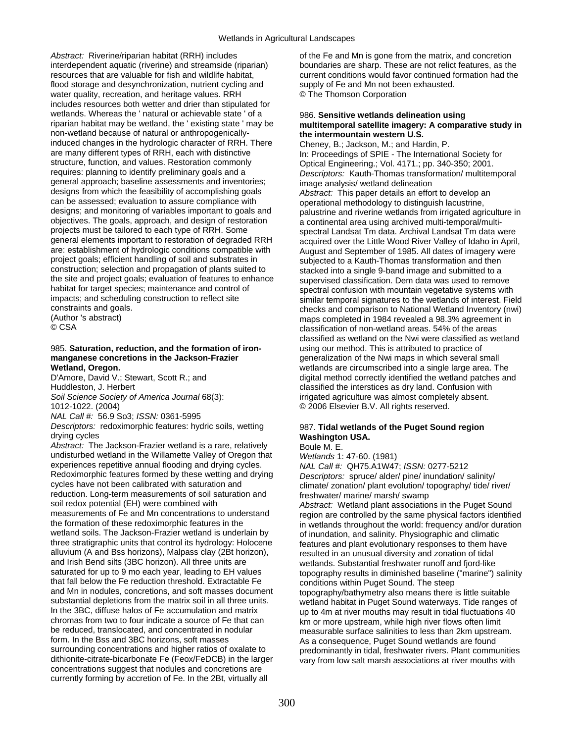*Abstract:* Riverine/riparian habitat (RRH) includes interdependent aquatic (riverine) and streamside (riparian) resources that are valuable for fish and wildlife habitat, flood storage and desynchronization, nutrient cycling and water quality, recreation, and heritage values. RRH includes resources both wetter and drier than stipulated for wetlands. Whereas the ' natural or achievable state ' of a riparian habitat may be wetland, the ' existing state ' may be non-wetland because of natural or anthropogenically-induced changes in the hydrologic character of RRH. There are many different types of RRH, each with distinctive structure, function, and values. Restoration commonly requires: planning to identify preliminary goals and a general approach; baseline assessments and inventories; designs from which the feasibility of accomplishing goals can be assessed; evaluation to assure compliance with designs; and monitoring of variables important to goals and objectives. The goals, approach, and design of restoration projects must be tailored to each type of RRH. Some general elements important to restoration of degraded RRH are: establishment of hydrologic conditions compatible with project goals; efficient handling of soil and substrates in construction; selection and propagation of plants suited to the site and project goals; evaluation of features to enhance habitat for target species; maintenance and control of impacts; and scheduling construction to reflect site constraints and goals.
(Author 's abstract)
© CSA

985. **Saturation, reduction, and the formation of iron-manganese concretions in the Jackson-Frazier Wetland, Oregon.**
D'Amore, David V.; Stewart, Scott R.; and Huddleston, J. Herbert
*Soil Science Society of America Journal* 68(3): 1012-1022. (2004)
*NAL Call #:* 56.9 So3; *ISSN:* 0361-5995
*Descriptors:* redoximorphic features: hydric soils, wetting drying cycles
*Abstract:* The Jackson-Frazier wetland is a rare, relatively undisturbed wetland in the Willamette Valley of Oregon that experiences repetitive annual flooding and drying cycles. Redoximorphic features formed by these wetting and drying cycles have not been calibrated with saturation and reduction. Long-term measurements of soil saturation and soil redox potential (EH) were combined with measurements of Fe and Mn concentrations to understand the formation of these redoximorphic features in the wetland soils. The Jackson-Frazier wetland is underlain by three stratigraphic units that control its hydrology: Holocene alluvium (A and Bss horizons), Malpass clay (2Bt horizon), and Irish Bend silts (3BC horizon). All three units are saturated for up to 9 mo each year, leading to EH values that fall below the Fe reduction threshold. Extractable Fe and Mn in nodules, concretions, and soft masses document substantial depletions from the matrix soil in all three units. In the 3BC, diffuse halos of Fe accumulation and matrix chromas from two to four indicate a source of Fe that can be reduced, translocated, and concentrated in nodular form. In the Bss and 3BC horizons, soft masses surrounding concentrations and higher ratios of oxalate to dithionite-citrate-bicarbonate Fe (Feox/FeDCB) in the larger concentrations suggest that nodules and concretions are currently forming by accretion of Fe. In the 2Bt, virtually all of the Fe and Mn is gone from the matrix, and concretion boundaries are sharp. These are not relict features, as the current conditions would favor continued formation had the supply of Fe and Mn not been exhausted.
© The Thomson Corporation

986. **Sensitive wetlands delineation using multitemporal satellite imagery: A comparative study in the intermountain western U.S.**
Cheney, B.; Jackson, M.; and Hardin, P.
In: Proceedings of SPIE - The International Society for Optical Engineering.; Vol. 4171.; pp. 340-350; 2001.
*Descriptors:* Kauth-Thomas transformation/ multitemporal image analysis/ wetland delineation
*Abstract:* This paper details an effort to develop an operational methodology to distinguish lacustrine, palustrine and riverine wetlands from irrigated agriculture in a continental area using archived multi-temporal/multi-spectral Landsat Tm data. Archival Landsat Tm data were acquired over the Little Wood River Valley of Idaho in April, August and September of 1985. All dates of imagery were subjected to a Kauth-Thomas transformation and then stacked into a single 9-band image and submitted to a supervised classification. Dem data was used to remove spectral confusion with mountain vegetative systems with similar temporal signatures to the wetlands of interest. Field checks and comparison to National Wetland Inventory (nwi) maps completed in 1984 revealed a 98.3% agreement in classification of non-wetland areas. 54% of the areas classified as wetland on the Nwi were classified as wetland using our method. This is attributed to practice of generalization of the Nwi maps in which several small wetlands are circumscribed into a single large area. The digital method correctly identified the wetland patches and classified the interstices as dry land. Confusion with irrigated agriculture was almost completely absent.
© 2006 Elsevier B.V. All rights reserved.

987. **Tidal wetlands of the Puget Sound region Washington USA.**
Boule M. E.
*Wetlands* 1: 47-60. (1981)
*NAL Call #:* QH75.A1W47; *ISSN:* 0277-5212
*Descriptors:* spruce/ alder/ pine/ inundation/ salinity/ climate/ zonation/ plant evolution/ topography/ tide/ river/ freshwater/ marine/ marsh/ swamp
*Abstract:* Wetland plant associations in the Puget Sound region are controlled by the same physical factors identified in wetlands throughout the world: frequency and/or duration of inundation, and salinity. Physiographic and climatic features and plant evolutionary responses to them have resulted in an unusual diversity and zonation of tidal wetlands. Substantial freshwater runoff and fjord-like topography results in diminished baseline ("marine") salinity conditions within Puget Sound. The steep topography/bathymetry also means there is little suitable wetland habitat in Puget Sound waterways. Tide ranges of up to 4m at river mouths may result in tidal fluctuations 40 km or more upstream, while high river flows often limit measurable surface salinities to less than 2km upstream. As a consequence, Puget Sound wetlands are found predominantly in tidal, freshwater rivers. Plant communities vary from low salt marsh associations at river mouths with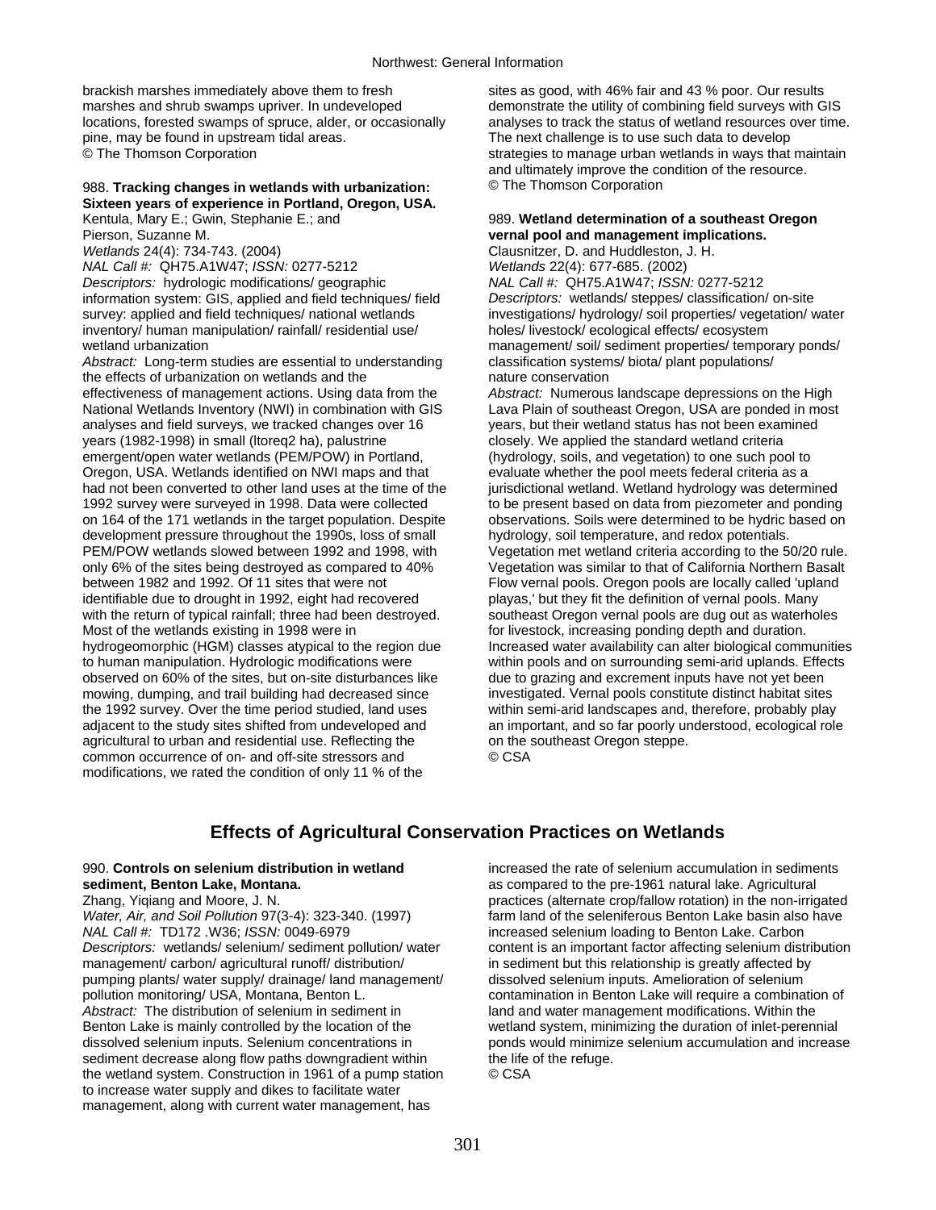brackish marshes immediately above them to fresh marshes and shrub swamps upriver. In undeveloped locations, forested swamps of spruce, alder, or occasionally pine, may be found in upstream tidal areas.
© The Thomson Corporation

988. **Tracking changes in wetlands with urbanization: Sixteen years of experience in Portland, Oregon, USA.**
Kentula, Mary E.; Gwin, Stephanie E.; and Pierson, Suzanne M.
*Wetlands* 24(4): 734-743. (2004)
*NAL Call #:* QH75.A1W47; *ISSN:* 0277-5212
*Descriptors:* hydrologic modifications/ geographic information system: GIS, applied and field techniques/ field survey: applied and field techniques/ national wetlands inventory/ human manipulation/ rainfall/ residential use/ wetland urbanization
*Abstract:* Long-term studies are essential to understanding the effects of urbanization on wetlands and the effectiveness of management actions. Using data from the National Wetlands Inventory (NWI) in combination with GIS analyses and field surveys, we tracked changes over 16 years (1982-1998) in small (ltoreq2 ha), palustrine emergent/open water wetlands (PEM/POW) in Portland, Oregon, USA. Wetlands identified on NWI maps and that had not been converted to other land uses at the time of the 1992 survey were surveyed in 1998. Data were collected on 164 of the 171 wetlands in the target population. Despite development pressure throughout the 1990s, loss of small PEM/POW wetlands slowed between 1992 and 1998, with only 6% of the sites being destroyed as compared to 40% between 1982 and 1992. Of 11 sites that were not identifiable due to drought in 1992, eight had recovered with the return of typical rainfall; three had been destroyed. Most of the wetlands existing in 1998 were in hydrogeomorphic (HGM) classes atypical to the region due to human manipulation. Hydrologic modifications were observed on 60% of the sites, but on-site disturbances like mowing, dumping, and trail building had decreased since the 1992 survey. Over the time period studied, land uses adjacent to the study sites shifted from undeveloped and agricultural to urban and residential use. Reflecting the common occurrence of on- and off-site stressors and modifications, we rated the condition of only 11 % of the sites as good, with 46% fair and 43 % poor. Our results demonstrate the utility of combining field surveys with GIS analyses to track the status of wetland resources over time. The next challenge is to use such data to develop strategies to manage urban wetlands in ways that maintain and ultimately improve the condition of the resource.
© The Thomson Corporation

989. **Wetland determination of a southeast Oregon vernal pool and management implications.**
Clausnitzer, D. and Huddleston, J. H.
*Wetlands* 22(4): 677-685. (2002)
*NAL Call #:* QH75.A1W47; *ISSN:* 0277-5212
*Descriptors:* wetlands/ steppes/ classification/ on-site investigations/ hydrology/ soil properties/ vegetation/ water holes/ livestock/ ecological effects/ ecosystem management/ soil/ sediment properties/ temporary ponds/ classification systems/ biota/ plant populations/ nature conservation
*Abstract:* Numerous landscape depressions on the High Lava Plain of southeast Oregon, USA are ponded in most years, but their wetland status has not been examined closely. We applied the standard wetland criteria (hydrology, soils, and vegetation) to one such pool to evaluate whether the pool meets federal criteria as a jurisdictional wetland. Wetland hydrology was determined to be present based on data from piezometer and ponding observations. Soils were determined to be hydric based on hydrology, soil temperature, and redox potentials. Vegetation met wetland criteria according to the 50/20 rule. Vegetation was similar to that of California Northern Basalt Flow vernal pools. Oregon pools are locally called 'upland playas,' but they fit the definition of vernal pools. Many southeast Oregon vernal pools are dug out as waterholes for livestock, increasing ponding depth and duration. Increased water availability can alter biological communities within pools and on surrounding semi-arid uplands. Effects due to grazing and excrement inputs have not yet been investigated. Vernal pools constitute distinct habitat sites within semi-arid landscapes and, therefore, probably play an important, and so far poorly understood, ecological role on the southeast Oregon steppe.
© CSA

## Effects of Agricultural Conservation Practices on Wetlands

990. **Controls on selenium distribution in wetland sediment, Benton Lake, Montana.**
Zhang, Yiqiang and Moore, J. N.
*Water, Air, and Soil Pollution* 97(3-4): 323-340. (1997)
*NAL Call #:* TD172 .W36; *ISSN:* 0049-6979
*Descriptors:* wetlands/ selenium/ sediment pollution/ water management/ carbon/ agricultural runoff/ distribution/ pumping plants/ water supply/ drainage/ land management/ pollution monitoring/ USA, Montana, Benton L.
*Abstract:* The distribution of selenium in sediment in Benton Lake is mainly controlled by the location of the dissolved selenium inputs. Selenium concentrations in sediment decrease along flow paths downgradient within the wetland system. Construction in 1961 of a pump station to increase water supply and dikes to facilitate water management, along with current water management, has increased the rate of selenium accumulation in sediments as compared to the pre-1961 natural lake. Agricultural practices (alternate crop/fallow rotation) in the non-irrigated farm land of the seleniferous Benton Lake basin also have increased selenium loading to Benton Lake. Carbon content is an important factor affecting selenium distribution in sediment but this relationship is greatly affected by dissolved selenium inputs. Amelioration of selenium contamination in Benton Lake will require a combination of land and water management modifications. Within the wetland system, minimizing the duration of inlet-perennial ponds would minimize selenium accumulation and increase the life of the refuge.
© CSA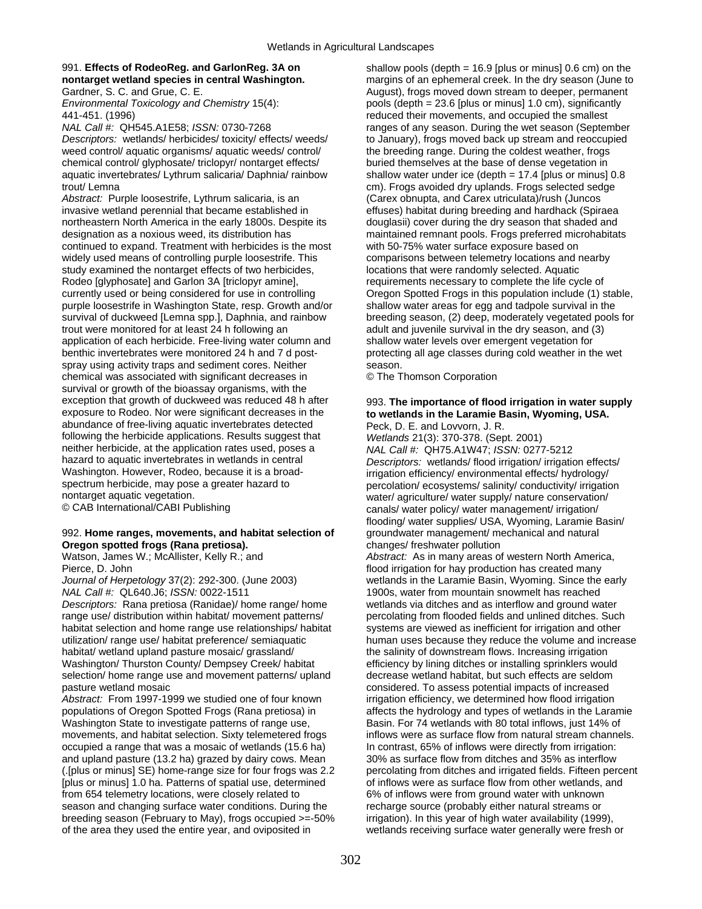991. **Effects of RodeoReg. and GarlonReg. 3A on nontarget wetland species in central Washington.**
Gardner, S. C. and Grue, C. E.
*Environmental Toxicology and Chemistry* 15(4): 441-451. (1996)
*NAL Call #:* QH545.A1E58; *ISSN:* 0730-7268
*Descriptors:* wetlands/ herbicides/ toxicity/ effects/ weeds/ weed control/ aquatic organisms/ aquatic weeds/ control/ chemical control/ glyphosate/ triclopyr/ nontarget effects/ aquatic invertebrates/ Lythrum salicaria/ Daphnia/ rainbow trout/ Lemna
*Abstract:* Purple loosestrife, Lythrum salicaria, is an invasive wetland perennial that became established in northeastern North America in the early 1800s. Despite its designation as a noxious weed, its distribution has continued to expand. Treatment with herbicides is the most widely used means of controlling purple loosestrife. This study examined the nontarget effects of two herbicides, Rodeo [glyphosate] and Garlon 3A [triclopyr amine], currently used or being considered for use in controlling purple loosestrife in Washington State, resp. Growth and/or survival of duckweed [Lemna spp.], Daphnia, and rainbow trout were monitored for at least 24 h following an application of each herbicide. Free-living water column and benthic invertebrates were monitored 24 h and 7 d post-spray using activity traps and sediment cores. Neither chemical was associated with significant decreases in survival or growth of the bioassay organisms, with the exception that growth of duckweed was reduced 48 h after exposure to Rodeo. Nor were significant decreases in the abundance of free-living aquatic invertebrates detected following the herbicide applications. Results suggest that neither herbicide, at the application rates used, poses a hazard to aquatic invertebrates in wetlands in central Washington. However, Rodeo, because it is a broad-spectrum herbicide, may pose a greater hazard to nontarget aquatic vegetation.
© CAB International/CABI Publishing

992. **Home ranges, movements, and habitat selection of Oregon spotted frogs (Rana pretiosa).**
Watson, James W.; McAllister, Kelly R.; and Pierce, D. John
*Journal of Herpetology* 37(2): 292-300. (June 2003)
*NAL Call #:* QL640.J6; *ISSN:* 0022-1511
*Descriptors:* Rana pretiosa (Ranidae)/ home range/ home range use/ distribution within habitat/ movement patterns/ habitat selection and home range use relationships/ habitat utilization/ range use/ habitat preference/ semiaquatic habitat/ wetland upland pasture mosaic/ grassland/ Washington/ Thurston County/ Dempsey Creek/ habitat selection/ home range use and movement patterns/ upland pasture wetland mosaic
*Abstract:* From 1997-1999 we studied one of four known populations of Oregon Spotted Frogs (Rana pretiosa) in Washington State to investigate patterns of range use, movements, and habitat selection. Sixty telemetered frogs occupied a range that was a mosaic of wetlands (15.6 ha) and upland pasture (13.2 ha) grazed by dairy cows. Mean (.[plus or minus] SE) home-range size for four frogs was 2.2 [plus or minus] 1.0 ha. Patterns of spatial use, determined from 654 telemetry locations, were closely related to season and changing surface water conditions. During the breeding season (February to May), frogs occupied >=-50% of the area they used the entire year, and oviposited in shallow pools (depth = 16.9 [plus or minus] 0.6 cm) on the margins of an ephemeral creek. In the dry season (June to August), frogs moved down stream to deeper, permanent pools (depth = 23.6 [plus or minus] 1.0 cm), significantly reduced their movements, and occupied the smallest ranges of any season. During the wet season (September to January), frogs moved back up stream and reoccupied the breeding range. During the coldest weather, frogs buried themselves at the base of dense vegetation in shallow water under ice (depth = 17.4 [plus or minus] 0.8 cm). Frogs avoided dry uplands. Frogs selected sedge (Carex obnupta, and Carex utriculata)/rush (Juncos effuses) habitat during breeding and hardhack (Spiraea douglasii) cover during the dry season that shaded and maintained remnant pools. Frogs preferred microhabitats with 50-75% water surface exposure based on comparisons between telemetry locations and nearby locations that were randomly selected. Aquatic requirements necessary to complete the life cycle of Oregon Spotted Frogs in this population include (1) stable, shallow water areas for egg and tadpole survival in the breeding season, (2) deep, moderately vegetated pools for adult and juvenile survival in the dry season, and (3) shallow water levels over emergent vegetation for protecting all age classes during cold weather in the wet season.
© The Thomson Corporation

993. **The importance of flood irrigation in water supply to wetlands in the Laramie Basin, Wyoming, USA.**
Peck, D. E. and Lovvorn, J. R.
*Wetlands* 21(3): 370-378. (Sept. 2001)
*NAL Call #:* QH75.A1W47; *ISSN:* 0277-5212
*Descriptors:* wetlands/ flood irrigation/ irrigation effects/ irrigation efficiency/ environmental effects/ hydrology/ percolation/ ecosystems/ salinity/ conductivity/ irrigation water/ agriculture/ water supply/ nature conservation/ canals/ water policy/ water management/ irrigation/ flooding/ water supplies/ USA, Wyoming, Laramie Basin/ groundwater management/ mechanical and natural changes/ freshwater pollution
*Abstract:* As in many areas of western North America, flood irrigation for hay production has created many wetlands in the Laramie Basin, Wyoming. Since the early 1900s, water from mountain snowmelt has reached wetlands via ditches and as interflow and ground water percolating from flooded fields and unlined ditches. Such systems are viewed as inefficient for irrigation and other human uses because they reduce the volume and increase the salinity of downstream flows. Increasing irrigation efficiency by lining ditches or installing sprinklers would decrease wetland habitat, but such effects are seldom considered. To assess potential impacts of increased irrigation efficiency, we determined how flood irrigation affects the hydrology and types of wetlands in the Laramie Basin. For 74 wetlands with 80 total inflows, just 14% of inflows were as surface flow from natural stream channels. In contrast, 65% of inflows were directly from irrigation: 30% as surface flow from ditches and 35% as interflow percolating from ditches and irrigated fields. Fifteen percent of inflows were as surface flow from other wetlands, and 6% of inflows were from ground water with unknown recharge source (probably either natural streams or irrigation). In this year of high water availability (1999), wetlands receiving surface water generally were fresh or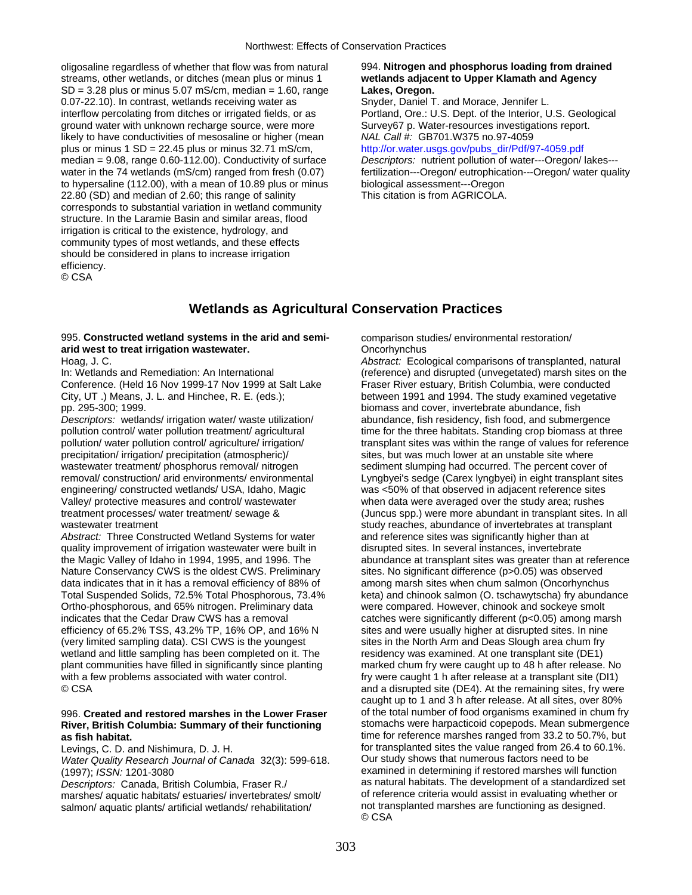oligosaline regardless of whether that flow was from natural streams, other wetlands, or ditches (mean plus or minus 1 SD = 3.28 plus or minus 5.07 mS/cm, median = 1.60, range 0.07-22.10). In contrast, wetlands receiving water as interflow percolating from ditches or irrigated fields, or as ground water with unknown recharge source, were more likely to have conductivities of mesosaline or higher (mean plus or minus 1 SD = 22.45 plus or minus 32.71 mS/cm, median = 9.08, range 0.60-112.00). Conductivity of surface water in the 74 wetlands (mS/cm) ranged from fresh (0.07) to hypersaline (112.00), with a mean of 10.89 plus or minus 22.80 (SD) and median of 2.60; this range of salinity corresponds to substantial variation in wetland community structure. In the Laramie Basin and similar areas, flood irrigation is critical to the existence, hydrology, and community types of most wetlands, and these effects should be considered in plans to increase irrigation efficiency.
© CSA

994. **Nitrogen and phosphorus loading from drained wetlands adjacent to Upper Klamath and Agency Lakes, Oregon.**
Snyder, Daniel T. and Morace, Jennifer L.
Portland, Ore.: U.S. Dept. of the Interior, U.S. Geological Survey67 p. Water-resources investigations report.
*NAL Call #:* GB701.W375 no.97-4059
http://or.water.usgs.gov/pubs_dir/Pdf/97-4059.pdf
*Descriptors:* nutrient pollution of water---Oregon/ lakes---fertilization---Oregon/ eutrophication---Oregon/ water quality biological assessment---Oregon
This citation is from AGRICOLA.

## Wetlands as Agricultural Conservation Practices

995. **Constructed wetland systems in the arid and semi-arid west to treat irrigation wastewater.**
Hoag, J. C.
In: Wetlands and Remediation: An International Conference. (Held 16 Nov 1999-17 Nov 1999 at Salt Lake City, UT .) Means, J. L. and Hinchee, R. E. (eds.); pp. 295-300; 1999.
*Descriptors:* wetlands/ irrigation water/ waste utilization/ pollution control/ water pollution treatment/ agricultural pollution/ water pollution control/ agriculture/ irrigation/ precipitation/ irrigation/ precipitation (atmospheric)/ wastewater treatment/ phosphorus removal/ nitrogen removal/ construction/ arid environments/ environmental engineering/ constructed wetlands/ USA, Idaho, Magic Valley/ protective measures and control/ wastewater treatment processes/ water treatment/ sewage & wastewater treatment
*Abstract:* Three Constructed Wetland Systems for water quality improvement of irrigation wastewater were built in the Magic Valley of Idaho in 1994, 1995, and 1996. The Nature Conservancy CWS is the oldest CWS. Preliminary data indicates that in it has a removal efficiency of 88% of Total Suspended Solids, 72.5% Total Phosphorous, 73.4% Ortho-phosphorous, and 65% nitrogen. Preliminary data indicates that the Cedar Draw CWS has a removal efficiency of 65.2% TSS, 43.2% TP, 16% OP, and 16% N (very limited sampling data). CSI CWS is the youngest wetland and little sampling has been completed on it. The plant communities have filled in significantly since planting with a few problems associated with water control.
© CSA

996. **Created and restored marshes in the Lower Fraser River, British Columbia: Summary of their functioning as fish habitat.**
Levings, C. D. and Nishimura, D. J. H.
*Water Quality Research Journal of Canada* 32(3): 599-618. (1997); *ISSN:* 1201-3080
*Descriptors:* Canada, British Columbia, Fraser R./ marshes/ aquatic habitats/ estuaries/ invertebrates/ smolt/ salmon/ aquatic plants/ artificial wetlands/ rehabilitation/ comparison studies/ environmental restoration/ Oncorhynchus
*Abstract:* Ecological comparisons of transplanted, natural (reference) and disrupted (unvegetated) marsh sites on the Fraser River estuary, British Columbia, were conducted between 1991 and 1994. The study examined vegetative biomass and cover, invertebrate abundance, fish abundance, fish residency, fish food, and submergence time for the three habitats. Standing crop biomass at three transplant sites was within the range of values for reference sites, but was much lower at an unstable site where sediment slumping had occurred. The percent cover of Lyngbyei's sedge (Carex lyngbyei) in eight transplant sites was <50% of that observed in adjacent reference sites when data were averaged over the study area; rushes (Juncus spp.) were more abundant in transplant sites. In all study reaches, abundance of invertebrates at transplant and reference sites was significantly higher than at disrupted sites. In several instances, invertebrate abundance at transplant sites was greater than at reference sites. No significant difference ($p>0.05$) was observed among marsh sites when chum salmon (Oncorhynchus keta) and chinook salmon (O. tschawytscha) fry abundance were compared. However, chinook and sockeye smolt catches were significantly different ($p<0.05$) among marsh sites and were usually higher at disrupted sites. In nine sites in the North Arm and Deas Slough area chum fry residency was examined. At one transplant site (DE1) marked chum fry were caught up to 48 h after release. No fry were caught 1 h after release at a transplant site (DI1) and a disrupted site (DE4). At the remaining sites, fry were caught up to 1 and 3 h after release. At all sites, over 80% of the total number of food organisms examined in chum fry stomachs were harpacticoid copepods. Mean submergence time for reference marshes ranged from 33.2 to 50.7%, but for transplanted sites the value ranged from 26.4 to 60.1%. Our study shows that numerous factors need to be examined in determining if restored marshes will function as natural habitats. The development of a standardized set of reference criteria would assist in evaluating whether or not transplanted marshes are functioning as designed.
© CSA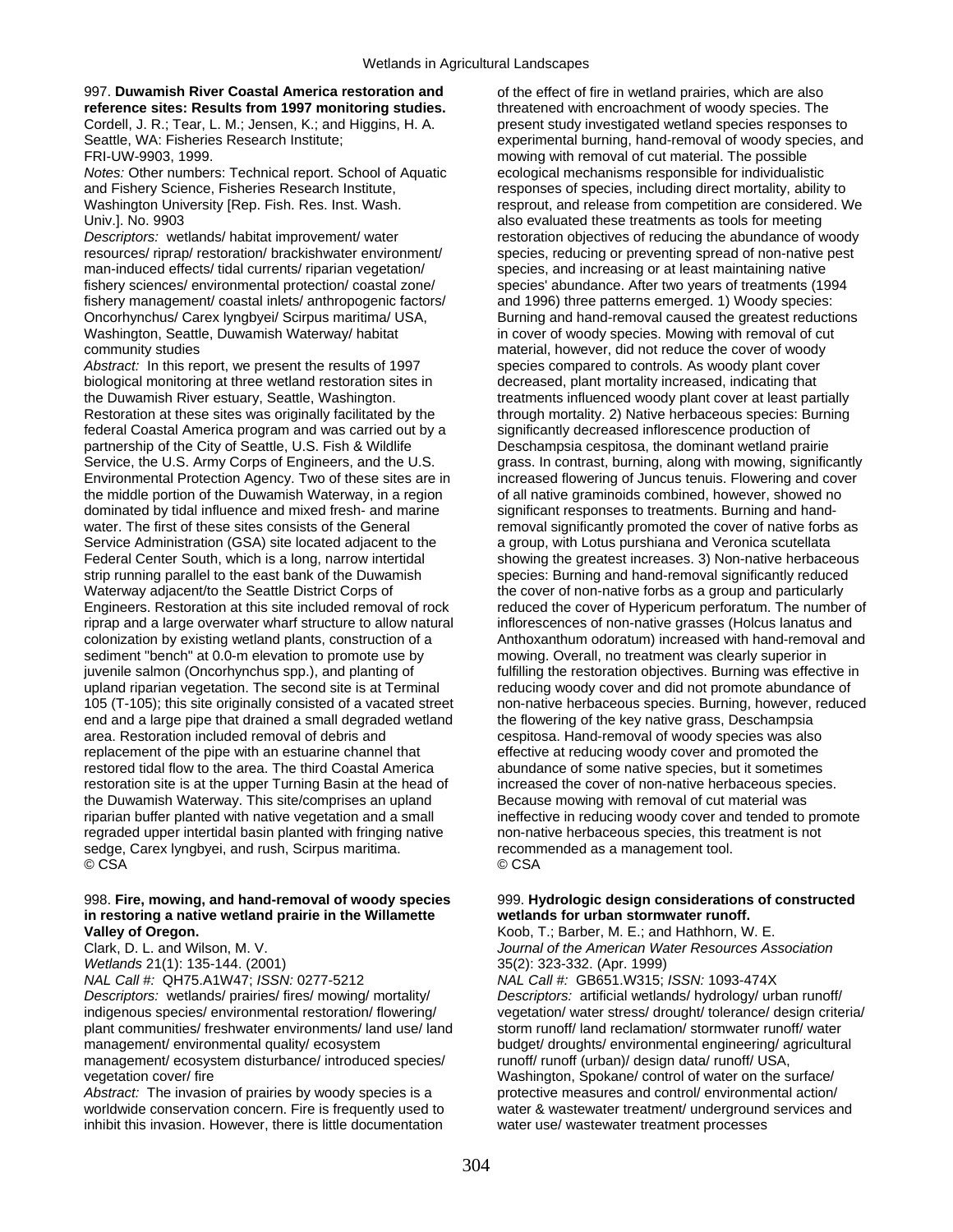997. **Duwamish River Coastal America restoration and reference sites: Results from 1997 monitoring studies.**
Cordell, J. R.; Tear, L. M.; Jensen, K.; and Higgins, H. A.
Seattle, WA: Fisheries Research Institute;
FRI-UW-9903, 1999.
*Notes:* Other numbers: Technical report. School of Aquatic and Fishery Science, Fisheries Research Institute, Washington University [Rep. Fish. Res. Inst. Wash. Univ.]. No. 9903
*Descriptors:* wetlands/ habitat improvement/ water resources/ riprap/ restoration/ brackishwater environment/ man-induced effects/ tidal currents/ riparian vegetation/ fishery sciences/ environmental protection/ coastal zone/ fishery management/ coastal inlets/ anthropogenic factors/ Oncorhynchus/ Carex lyngbyei/ Scirpus maritima/ USA, Washington, Seattle, Duwamish Waterway/ habitat community studies
*Abstract:* In this report, we present the results of 1997 biological monitoring at three wetland restoration sites in the Duwamish River estuary, Seattle, Washington. Restoration at these sites was originally facilitated by the federal Coastal America program and was carried out by a partnership of the City of Seattle, U.S. Fish & Wildlife Service, the U.S. Army Corps of Engineers, and the U.S. Environmental Protection Agency. Two of these sites are in the middle portion of the Duwamish Waterway, in a region dominated by tidal influence and mixed fresh- and marine water. The first of these sites consists of the General Service Administration (GSA) site located adjacent to the Federal Center South, which is a long, narrow intertidal strip running parallel to the east bank of the Duwamish Waterway adjacent/to the Seattle District Corps of Engineers. Restoration at this site included removal of rock riprap and a large overwater wharf structure to allow natural colonization by existing wetland plants, construction of a sediment "bench" at 0.0-m elevation to promote use by juvenile salmon (Oncorhynchus spp.), and planting of upland riparian vegetation. The second site is at Terminal 105 (T-105); this site originally consisted of a vacated street end and a large pipe that drained a small degraded wetland area. Restoration included removal of debris and replacement of the pipe with an estuarine channel that restored tidal flow to the area. The third Coastal America restoration site is at the upper Turning Basin at the head of the Duwamish Waterway. This site/comprises an upland riparian buffer planted with native vegetation and a small regraded upper intertidal basin planted with fringing native sedge, Carex lyngbyei, and rush, Scirpus maritima.
© CSA

998. **Fire, mowing, and hand-removal of woody species in restoring a native wetland prairie in the Willamette Valley of Oregon.**
Clark, D. L. and Wilson, M. V.
*Wetlands* 21(1): 135-144. (2001)
*NAL Call #:* QH75.A1W47; *ISSN:* 0277-5212
*Descriptors:* wetlands/ prairies/ fires/ mowing/ mortality/ indigenous species/ environmental restoration/ flowering/ plant communities/ freshwater environments/ land use/ land management/ environmental quality/ ecosystem management/ ecosystem disturbance/ introduced species/ vegetation cover/ fire
*Abstract:* The invasion of prairies by woody species is a worldwide conservation concern. Fire is frequently used to inhibit this invasion. However, there is little documentation of the effect of fire in wetland prairies, which are also threatened with encroachment of woody species. The present study investigated wetland species responses to experimental burning, hand-removal of woody species, and mowing with removal of cut material. The possible ecological mechanisms responsible for individualistic responses of species, including direct mortality, ability to resprout, and release from competition are considered. We also evaluated these treatments as tools for meeting restoration objectives of reducing the abundance of woody species, reducing or preventing spread of non-native pest species, and increasing or at least maintaining native species' abundance. After two years of treatments (1994 and 1996) three patterns emerged. 1) Woody species: Burning and hand-removal caused the greatest reductions in cover of woody species. Mowing with removal of cut material, however, did not reduce the cover of woody species compared to controls. As woody plant cover decreased, plant mortality increased, indicating that treatments influenced woody plant cover at least partially through mortality. 2) Native herbaceous species: Burning significantly decreased inflorescence production of Deschampsia cespitosa, the dominant wetland prairie grass. In contrast, burning, along with mowing, significantly increased flowering of Juncus tenuis. Flowering and cover of all native graminoids combined, however, showed no significant responses to treatments. Burning and hand-removal significantly promoted the cover of native forbs as a group, with Lotus purshiana and Veronica scutellata showing the greatest increases. 3) Non-native herbaceous species: Burning and hand-removal significantly reduced the cover of non-native forbs as a group and particularly reduced the cover of Hypericum perforatum. The number of inflorescences of non-native grasses (Holcus lanatus and Anthoxanthum odoratum) increased with hand-removal and mowing. Overall, no treatment was clearly superior in fulfilling the restoration objectives. Burning was effective in reducing woody cover and did not promote abundance of non-native herbaceous species. Burning, however, reduced the flowering of the key native grass, Deschampsia cespitosa. Hand-removal of woody species was also effective at reducing woody cover and promoted the abundance of some native species, but it sometimes increased the cover of non-native herbaceous species. Because mowing with removal of cut material was ineffective in reducing woody cover and tended to promote non-native herbaceous species, this treatment is not recommended as a management tool.
© CSA

999. **Hydrologic design considerations of constructed wetlands for urban stormwater runoff.**
Koob, T.; Barber, M. E.; and Hathhorn, W. E.
*Journal of the American Water Resources Association* 35(2): 323-332. (Apr. 1999)
*NAL Call #:* GB651.W315; *ISSN:* 1093-474X
*Descriptors:* artificial wetlands/ hydrology/ urban runoff/ vegetation/ water stress/ drought/ tolerance/ design criteria/ storm runoff/ land reclamation/ stormwater runoff/ water budget/ droughts/ environmental engineering/ agricultural runoff/ runoff (urban)/ design data/ runoff/ USA, Washington, Spokane/ control of water on the surface/ protective measures and control/ environmental action/ water & wastewater treatment/ underground services and water use/ wastewater treatment processes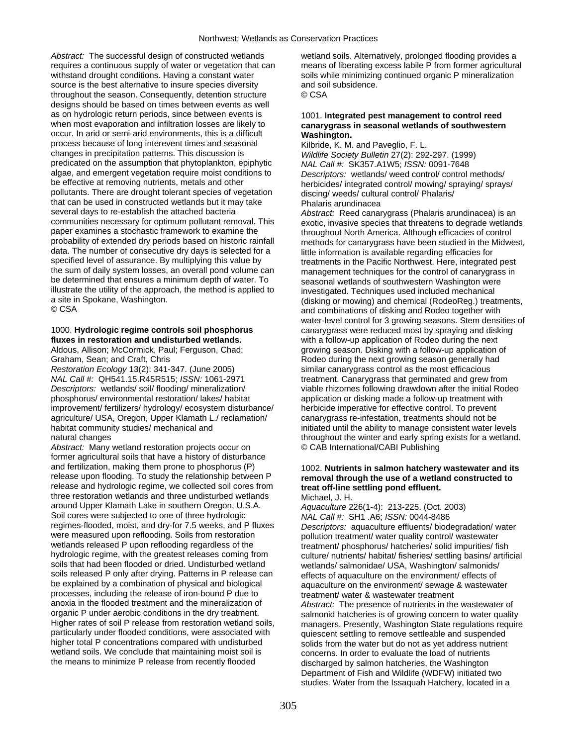*Abstract:* The successful design of constructed wetlands requires a continuous supply of water or vegetation that can withstand drought conditions. Having a constant water source is the best alternative to insure species diversity throughout the season. Consequently, detention structure designs should be based on times between events as well as on hydrologic return periods, since between events is when most evaporation and infiltration losses are likely to occur. In arid or semi-arid environments, this is a difficult process because of long interevent times and seasonal changes in precipitation patterns. This discussion is predicated on the assumption that phytoplankton, epiphytic algae, and emergent vegetation require moist conditions to be effective at removing nutrients, metals and other pollutants. There are drought tolerant species of vegetation that can be used in constructed wetlands but it may take several days to re-establish the attached bacteria communities necessary for optimum pollutant removal. This paper examines a stochastic framework to examine the probability of extended dry periods based on historic rainfall data. The number of consecutive dry days is selected for a specified level of assurance. By multiplying this value by the sum of daily system losses, an overall pond volume can be determined that ensures a minimum depth of water. To illustrate the utility of the approach, the method is applied to a site in Spokane, Washington.
© CSA

1000. **Hydrologic regime controls soil phosphorus fluxes in restoration and undisturbed wetlands.**
Aldous, Allison; McCormick, Paul; Ferguson, Chad; Graham, Sean; and Craft, Chris
*Restoration Ecology* 13(2): 341-347. (June 2005)
*NAL Call #:* QH541.15.R45R515; *ISSN:* 1061-2971
*Descriptors:* wetlands/ soil/ flooding/ mineralization/ phosphorus/ environmental restoration/ lakes/ habitat improvement/ fertilizers/ hydrology/ ecosystem disturbance/ agriculture/ USA, Oregon, Upper Klamath L./ reclamation/ habitat community studies/ mechanical and natural changes
*Abstract:* Many wetland restoration projects occur on former agricultural soils that have a history of disturbance and fertilization, making them prone to phosphorus (P) release upon flooding. To study the relationship between P release and hydrologic regime, we collected soil cores from three restoration wetlands and three undisturbed wetlands around Upper Klamath Lake in southern Oregon, U.S.A. Soil cores were subjected to one of three hydrologic regimes-flooded, moist, and dry-for 7.5 weeks, and P fluxes were measured upon reflooding. Soils from restoration wetlands released P upon reflooding regardless of the hydrologic regime, with the greatest releases coming from soils that had been flooded or dried. Undisturbed wetland soils released P only after drying. Patterns in P release can be explained by a combination of physical and biological processes, including the release of iron-bound P due to anoxia in the flooded treatment and the mineralization of organic P under aerobic conditions in the dry treatment. Higher rates of soil P release from restoration wetland soils, particularly under flooded conditions, were associated with higher total P concentrations compared with undisturbed wetland soils. We conclude that maintaining moist soil is the means to minimize P release from recently flooded wetland soils. Alternatively, prolonged flooding provides a means of liberating excess labile P from former agricultural soils while minimizing continued organic P mineralization and soil subsidence.
© CSA

1001. **Integrated pest management to control reed canarygrass in seasonal wetlands of southwestern Washington.**
Kilbride, K. M. and Paveglio, F. L.
*Wildlife Society Bulletin* 27(2): 292-297. (1999)
*NAL Call #:* SK357.A1W5; *ISSN:* 0091-7648
*Descriptors:* wetlands/ weed control/ control methods/ herbicides/ integrated control/ mowing/ spraying/ sprays/ discing/ weeds/ cultural control/ Phalaris/ Phalaris arundinacea
*Abstract:* Reed canarygrass (Phalaris arundinacea) is an exotic, invasive species that threatens to degrade wetlands throughout North America. Although efficacies of control methods for canarygrass have been studied in the Midwest, little information is available regarding efficacies for treatments in the Pacific Northwest. Here, integrated pest management techniques for the control of canarygrass in seasonal wetlands of southwestern Washington were investigated. Techniques used included mechanical (disking or mowing) and chemical (RodeoReg.) treatments, and combinations of disking and Rodeo together with water-level control for 3 growing seasons. Stem densities of canarygrass were reduced most by spraying and disking with a follow-up application of Rodeo during the next growing season. Disking with a follow-up application of Rodeo during the next growing season generally had similar canarygrass control as the most efficacious treatment. Canarygrass that germinated and grew from viable rhizomes following drawdown after the initial Rodeo application or disking made a follow-up treatment with herbicide imperative for effective control. To prevent canarygrass re-infestation, treatments should not be initiated until the ability to manage consistent water levels throughout the winter and early spring exists for a wetland.
© CAB International/CABI Publishing

1002. **Nutrients in salmon hatchery wastewater and its removal through the use of a wetland constructed to treat off-line settling pond effluent.**
Michael, J. H.
*Aquaculture* 226(1-4): 213-225. (Oct. 2003)
*NAL Call #:* SH1 .A6; *ISSN:* 0044-8486
*Descriptors:* aquaculture effluents/ biodegradation/ water pollution treatment/ water quality control/ wastewater treatment/ phosphorus/ hatcheries/ solid impurities/ fish culture/ nutrients/ habitat/ fisheries/ settling basins/ artificial wetlands/ salmonidae/ USA, Washington/ salmonids/ effects of aquaculture on the environment/ effects of aquaculture on the environment/ sewage & wastewater treatment/ water & wastewater treatment
*Abstract:* The presence of nutrients in the wastewater of salmonid hatcheries is of growing concern to water quality managers. Presently, Washington State regulations require quiescent settling to remove settleable and suspended solids from the water but do not as yet address nutrient concerns. In order to evaluate the load of nutrients discharged by salmon hatcheries, the Washington Department of Fish and Wildlife (WDFW) initiated two studies. Water from the Issaquah Hatchery, located in a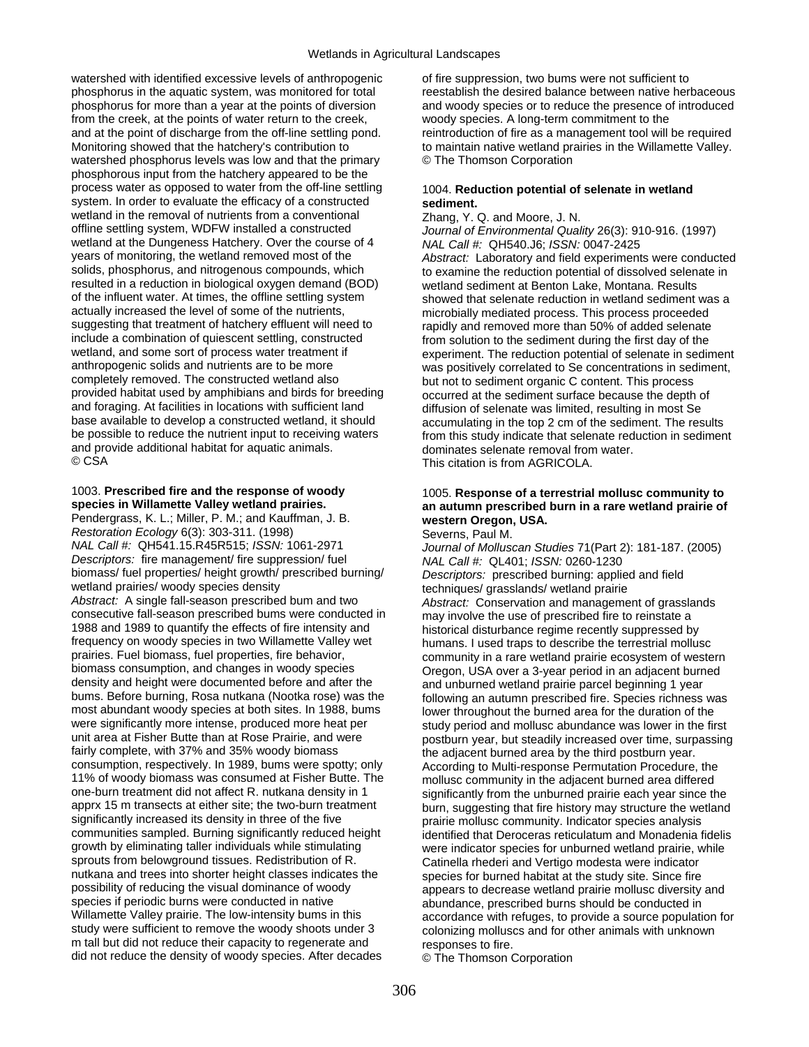watershed with identified excessive levels of anthropogenic phosphorus in the aquatic system, was monitored for total phosphorus for more than a year at the points of diversion from the creek, at the points of water return to the creek, and at the point of discharge from the off-line settling pond. Monitoring showed that the hatchery's contribution to watershed phosphorus levels was low and that the primary phosphorous input from the hatchery appeared to be the process water as opposed to water from the off-line settling system. In order to evaluate the efficacy of a constructed wetland in the removal of nutrients from a conventional offline settling system, WDFW installed a constructed wetland at the Dungeness Hatchery. Over the course of 4 years of monitoring, the wetland removed most of the solids, phosphorus, and nitrogenous compounds, which resulted in a reduction in biological oxygen demand (BOD) of the influent water. At times, the offline settling system actually increased the level of some of the nutrients, suggesting that treatment of hatchery effluent will need to include a combination of quiescent settling, constructed wetland, and some sort of process water treatment if anthropogenic solids and nutrients are to be more completely removed. The constructed wetland also provided habitat used by amphibians and birds for breeding and foraging. At facilities in locations with sufficient land base available to develop a constructed wetland, it should be possible to reduce the nutrient input to receiving waters and provide additional habitat for aquatic animals.
© CSA

1003. **Prescribed fire and the response of woody species in Willamette Valley wetland prairies.**
Pendergrass, K. L.; Miller, P. M.; and Kauffman, J. B.
*Restoration Ecology* 6(3): 303-311. (1998)
*NAL Call #:* QH541.15.R45R515; *ISSN:* 1061-2971
*Descriptors:* fire management/ fire suppression/ fuel biomass/ fuel properties/ height growth/ prescribed burning/ wetland prairies/ woody species density
*Abstract:* A single fall-season prescribed bum and two consecutive fall-season prescribed bums were conducted in 1988 and 1989 to quantify the effects of fire intensity and frequency on woody species in two Willamette Valley wet prairies. Fuel biomass, fuel properties, fire behavior, biomass consumption, and changes in woody species density and height were documented before and after the bums. Before burning, Rosa nutkana (Nootka rose) was the most abundant woody species at both sites. In 1988, bums were significantly more intense, produced more heat per unit area at Fisher Butte than at Rose Prairie, and were fairly complete, with 37% and 35% woody biomass consumption, respectively. In 1989, bums were spotty; only 11% of woody biomass was consumed at Fisher Butte. The one-burn treatment did not affect R. nutkana density in 1 apprx 15 m transects at either site; the two-burn treatment significantly increased its density in three of the five communities sampled. Burning significantly reduced height growth by eliminating taller individuals while stimulating sprouts from belowground tissues. Redistribution of R. nutkana and trees into shorter height classes indicates the possibility of reducing the visual dominance of woody species if periodic burns were conducted in native Willamette Valley prairie. The low-intensity bums in this study were sufficient to remove the woody shoots under 3 m tall but did not reduce their capacity to regenerate and did not reduce the density of woody species. After decades of fire suppression, two bums were not sufficient to reestablish the desired balance between native herbaceous and woody species or to reduce the presence of introduced woody species. A long-term commitment to the reintroduction of fire as a management tool will be required to maintain native wetland prairies in the Willamette Valley.
© The Thomson Corporation

1004. **Reduction potential of selenate in wetland sediment.**
Zhang, Y. Q. and Moore, J. N.
*Journal of Environmental Quality* 26(3): 910-916. (1997)
*NAL Call #:* QH540.J6; *ISSN:* 0047-2425
*Abstract:* Laboratory and field experiments were conducted to examine the reduction potential of dissolved selenate in wetland sediment at Benton Lake, Montana. Results showed that selenate reduction in wetland sediment was a microbially mediated process. This process proceeded rapidly and removed more than 50% of added selenate from solution to the sediment during the first day of the experiment. The reduction potential of selenate in sediment was positively correlated to Se concentrations in sediment, but not to sediment organic C content. This process occurred at the sediment surface because the depth of diffusion of selenate was limited, resulting in most Se accumulating in the top 2 cm of the sediment. The results from this study indicate that selenate reduction in sediment dominates selenate removal from water.
This citation is from AGRICOLA.

1005. **Response of a terrestrial mollusc community to an autumn prescribed burn in a rare wetland prairie of western Oregon, USA.**
Severns, Paul M.
*Journal of Molluscan Studies* 71(Part 2): 181-187. (2005)
*NAL Call #:* QL401; *ISSN:* 0260-1230
*Descriptors:* prescribed burning: applied and field techniques/ grasslands/ wetland prairie
*Abstract:* Conservation and management of grasslands may involve the use of prescribed fire to reinstate a historical disturbance regime recently suppressed by humans. I used traps to describe the terrestrial mollusc community in a rare wetland prairie ecosystem of western Oregon, USA over a 3-year period in an adjacent burned and unburned wetland prairie parcel beginning 1 year following an autumn prescribed fire. Species richness was lower throughout the burned area for the duration of the study period and mollusc abundance was lower in the first postburn year, but steadily increased over time, surpassing the adjacent burned area by the third postburn year. According to Multi-response Permutation Procedure, the mollusc community in the adjacent burned area differed significantly from the unburned prairie each year since the burn, suggesting that fire history may structure the wetland prairie mollusc community. Indicator species analysis identified that Deroceras reticulatum and Monadenia fidelis were indicator species for unburned wetland prairie, while Catinella rhederi and Vertigo modesta were indicator species for burned habitat at the study site. Since fire appears to decrease wetland prairie mollusc diversity and abundance, prescribed burns should be conducted in accordance with refuges, to provide a source population for colonizing molluscs and for other animals with unknown responses to fire.
© The Thomson Corporation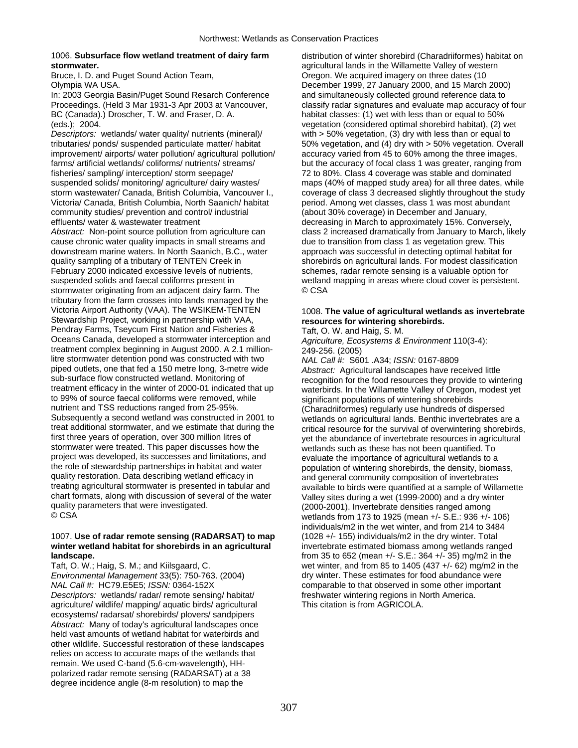1006. **Subsurface flow wetland treatment of dairy farm stormwater.**
Bruce, I. D. and Puget Sound Action Team, Olympia WA USA.
In: 2003 Georgia Basin/Puget Sound Resarch Conference Proceedings. (Held 3 Mar 1931-3 Apr 2003 at Vancouver, BC (Canada).) Droscher, T. W. and Fraser, D. A. (eds.); 2004.
*Descriptors:* wetlands/ water quality/ nutrients (mineral)/ tributaries/ ponds/ suspended particulate matter/ habitat improvement/ airports/ water pollution/ agricultural pollution/ farms/ artificial wetlands/ coliforms/ nutrients/ streams/ fisheries/ sampling/ interception/ storm seepage/ suspended solids/ monitoring/ agriculture/ dairy wastes/ storm wastewater/ Canada, British Columbia, Vancouver I., Victoria/ Canada, British Columbia, North Saanich/ habitat community studies/ prevention and control/ industrial effluents/ water & wastewater treatment
*Abstract:* Non-point source pollution from agriculture can cause chronic water quality impacts in small streams and downstream marine waters. In North Saanich, B.C., water quality sampling of a tributary of TENTEN Creek in February 2000 indicated excessive levels of nutrients, suspended solids and faecal coliforms present in stormwater originating from an adjacent dairy farm. The tributary from the farm crosses into lands managed by the Victoria Airport Authority (VAA). The WSIKEM-TENTEN Stewardship Project, working in partnership with VAA, Pendray Farms, Tseycum First Nation and Fisheries & Oceans Canada, developed a stormwater interception and treatment complex beginning in August 2000. A 2.1 million-litre stormwater detention pond was constructed with two piped outlets, one that fed a 150 metre long, 3-metre wide sub-surface flow constructed wetland. Monitoring of treatment efficacy in the winter of 2000-01 indicated that up to 99% of source faecal coliforms were removed, while nutrient and TSS reductions ranged from 25-95%. Subsequently a second wetland was constructed in 2001 to treat additional stormwater, and we estimate that during the first three years of operation, over 300 million litres of stormwater were treated. This paper discusses how the project was developed, its successes and limitations, and the role of stewardship partnerships in habitat and water quality restoration. Data describing wetland efficacy in treating agricultural stormwater is presented in tabular and chart formats, along with discussion of several of the water quality parameters that were investigated.
© CSA

1007. **Use of radar remote sensing (RADARSAT) to map winter wetland habitat for shorebirds in an agricultural landscape.**
Taft, O. W.; Haig, S. M.; and Kiilsgaard, C.
*Environmental Management* 33(5): 750-763. (2004)
*NAL Call #:* HC79.E5E5; *ISSN:* 0364-152X
*Descriptors:* wetlands/ radar/ remote sensing/ habitat/ agriculture/ wildlife/ mapping/ aquatic birds/ agricultural ecosystems/ radarsat/ shorebirds/ plovers/ sandpipers
*Abstract:* Many of today's agricultural landscapes once held vast amounts of wetland habitat for waterbirds and other wildlife. Successful restoration of these landscapes relies on access to accurate maps of the wetlands that remain. We used C-band (5.6-cm-wavelength), HH-polarized radar remote sensing (RADARSAT) at a 38 degree incidence angle (8-m resolution) to map the distribution of winter shorebird (Charadriiformes) habitat on agricultural lands in the Willamette Valley of western Oregon. We acquired imagery on three dates (10 December 1999, 27 January 2000, and 15 March 2000) and simultaneously collected ground reference data to classify radar signatures and evaluate map accuracy of four habitat classes: (1) wet with less than or equal to 50% vegetation (considered optimal shorebird habitat), (2) wet with > 50% vegetation, (3) dry with less than or equal to 50% vegetation, and (4) dry with > 50% vegetation. Overall accuracy varied from 45 to 60% among the three images, but the accuracy of focal class 1 was greater, ranging from 72 to 80%. Class 4 coverage was stable and dominated maps (40% of mapped study area) for all three dates, while coverage of class 3 decreased slightly throughout the study period. Among wet classes, class 1 was most abundant (about 30% coverage) in December and January, decreasing in March to approximately 15%. Conversely, class 2 increased dramatically from January to March, likely due to transition from class 1 as vegetation grew. This approach was successful in detecting optimal habitat for shorebirds on agricultural lands. For modest classification schemes, radar remote sensing is a valuable option for wetland mapping in areas where cloud cover is persistent.
© CSA

1008. **The value of agricultural wetlands as invertebrate resources for wintering shorebirds.**
Taft, O. W. and Haig, S. M.
*Agriculture, Ecosystems & Environment* 110(3-4): 249-256. (2005)
*NAL Call #:* S601 .A34; *ISSN:* 0167-8809
*Abstract:* Agricultural landscapes have received little recognition for the food resources they provide to wintering waterbirds. In the Willamette Valley of Oregon, modest yet significant populations of wintering shorebirds (Charadriiformes) regularly use hundreds of dispersed wetlands on agricultural lands. Benthic invertebrates are a critical resource for the survival of overwintering shorebirds, yet the abundance of invertebrate resources in agricultural wetlands such as these has not been quantified. To evaluate the importance of agricultural wetlands to a population of wintering shorebirds, the density, biomass, and general community composition of invertebrates available to birds were quantified at a sample of Willamette Valley sites during a wet (1999-2000) and a dry winter (2000-2001). Invertebrate densities ranged among wetlands from 173 to 1925 (mean +/- S.E.: 936 +/- 106) individuals/m2 in the wet winter, and from 214 to 3484 (1028 +/- 155) individuals/m2 in the dry winter. Total invertebrate estimated biomass among wetlands ranged from 35 to 652 (mean +/- S.E.: 364 +/- 35) mg/m2 in the wet winter, and from 85 to 1405 (437 +/- 62) mg/m2 in the dry winter. These estimates for food abundance were comparable to that observed in some other important freshwater wintering regions in North America.
This citation is from AGRICOLA.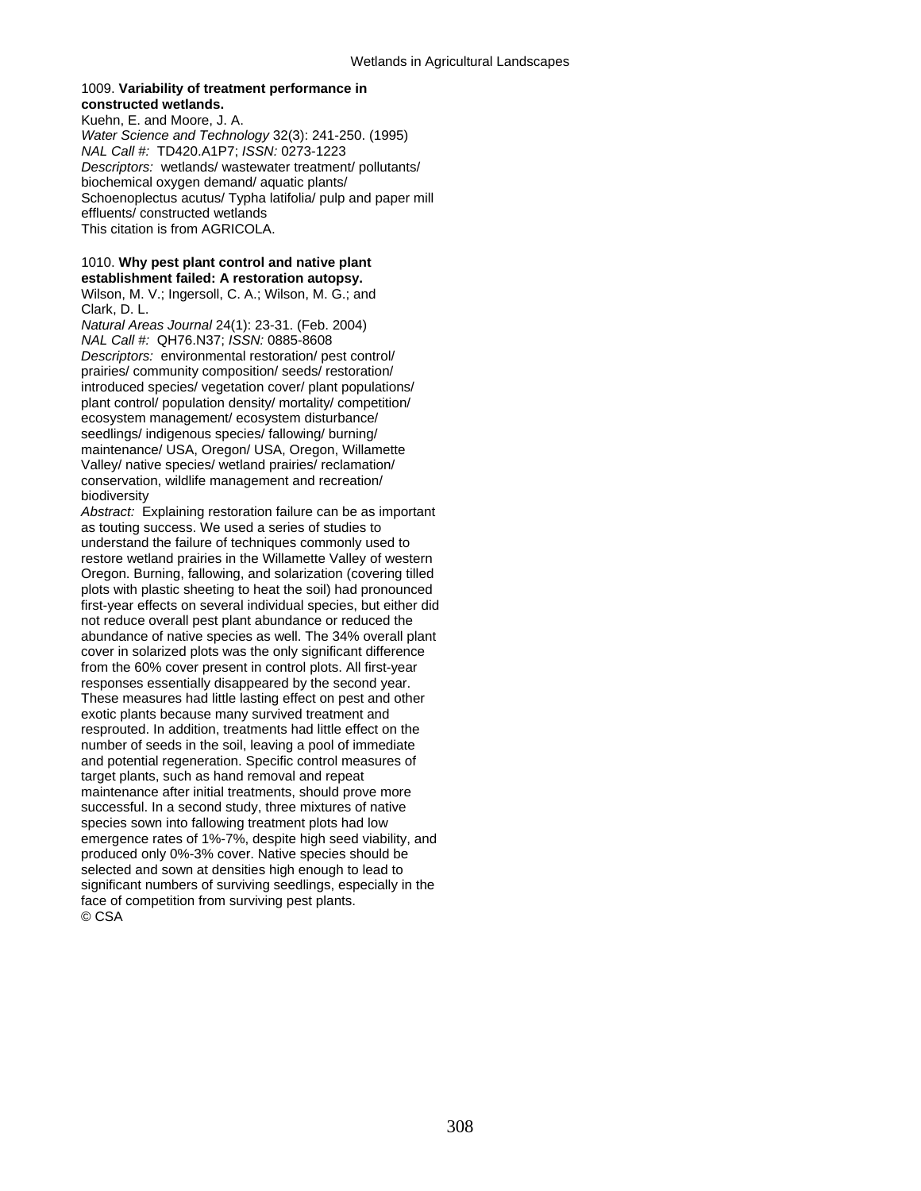1009. **Variability of treatment performance in constructed wetlands.**
Kuehn, E. and Moore, J. A.
*Water Science and Technology* 32(3): 241-250. (1995)
*NAL Call #:* TD420.A1P7; *ISSN:* 0273-1223
*Descriptors:* wetlands/ wastewater treatment/ pollutants/ biochemical oxygen demand/ aquatic plants/ Schoenoplectus acutus/ Typha latifolia/ pulp and paper mill effluents/ constructed wetlands
This citation is from AGRICOLA.

1010. **Why pest plant control and native plant establishment failed: A restoration autopsy.**
Wilson, M. V.; Ingersoll, C. A.; Wilson, M. G.; and Clark, D. L.
*Natural Areas Journal* 24(1): 23-31. (Feb. 2004)
*NAL Call #:* QH76.N37; *ISSN:* 0885-8608
*Descriptors:* environmental restoration/ pest control/ prairies/ community composition/ seeds/ restoration/ introduced species/ vegetation cover/ plant populations/ plant control/ population density/ mortality/ competition/ ecosystem management/ ecosystem disturbance/ seedlings/ indigenous species/ fallowing/ burning/ maintenance/ USA, Oregon/ USA, Oregon, Willamette Valley/ native species/ wetland prairies/ reclamation/ conservation, wildlife management and recreation/ biodiversity
*Abstract:* Explaining restoration failure can be as important as touting success. We used a series of studies to understand the failure of techniques commonly used to restore wetland prairies in the Willamette Valley of western Oregon. Burning, fallowing, and solarization (covering tilled plots with plastic sheeting to heat the soil) had pronounced first-year effects on several individual species, but either did not reduce overall pest plant abundance or reduced the abundance of native species as well. The 34% overall plant cover in solarized plots was the only significant difference from the 60% cover present in control plots. All first-year responses essentially disappeared by the second year. These measures had little lasting effect on pest and other exotic plants because many survived treatment and resprouted. In addition, treatments had little effect on the number of seeds in the soil, leaving a pool of immediate and potential regeneration. Specific control measures of target plants, such as hand removal and repeat maintenance after initial treatments, should prove more successful. In a second study, three mixtures of native species sown into fallowing treatment plots had low emergence rates of 1%-7%, despite high seed viability, and produced only 0%-3% cover. Native species should be selected and sown at densities high enough to lead to significant numbers of surviving seedlings, especially in the face of competition from surviving pest plants.
© CSA